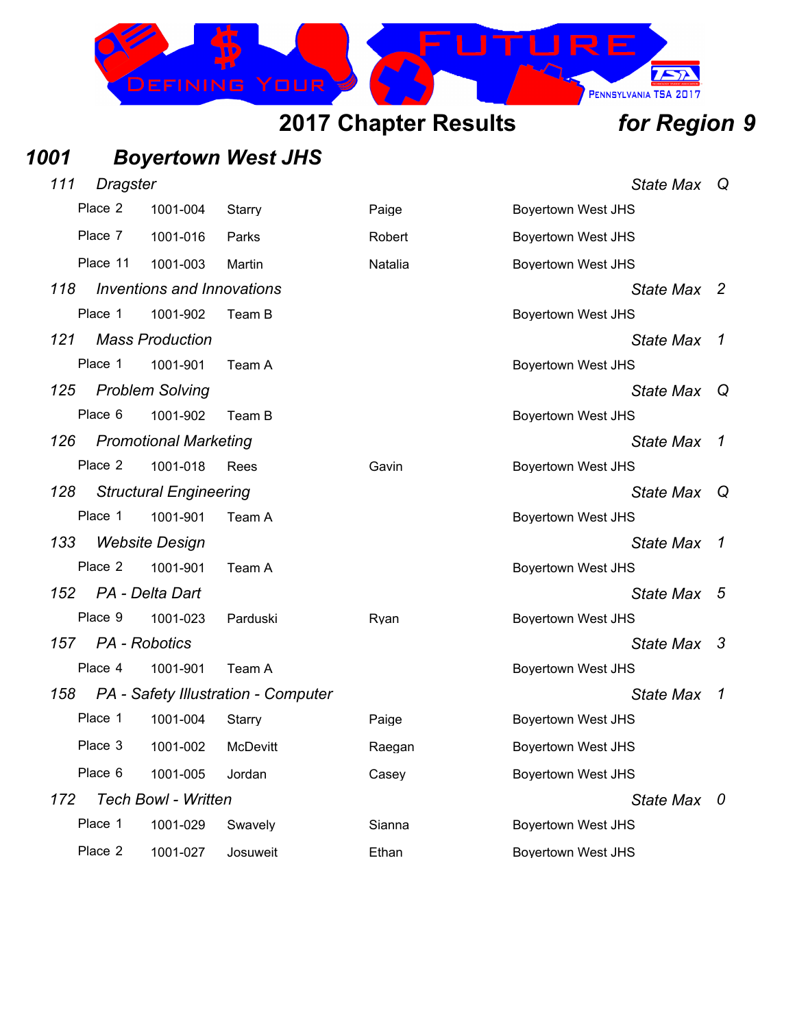## 2017 Chapter Results *for Region 9*

### *1001 Boyertown West JHS*

*111 Dragster* — *State Max Q*

| Place | ID | Last Name | First Name | School |
|---|---|---|---|---|
| Place 2 | 1001-004 | Starry | Paige | Boyertown West JHS |
| Place 7 | 1001-016 | Parks | Robert | Boyertown West JHS |
| Place 11 | 1001-003 | Martin | Natalia | Boyertown West JHS |

*118 Inventions and Innovations* — *State Max 2*

| Place | ID | Last Name | First Name | School |
|---|---|---|---|---|
| Place 1 | 1001-902 | Team B | | Boyertown West JHS |

*121 Mass Production* — *State Max 1*

| Place | ID | Last Name | First Name | School |
|---|---|---|---|---|
| Place 1 | 1001-901 | Team A | | Boyertown West JHS |

*125 Problem Solving* — *State Max Q*

| Place | ID | Last Name | First Name | School |
|---|---|---|---|---|
| Place 6 | 1001-902 | Team B | | Boyertown West JHS |

*126 Promotional Marketing* — *State Max 1*

| Place | ID | Last Name | First Name | School |
|---|---|---|---|---|
| Place 2 | 1001-018 | Rees | Gavin | Boyertown West JHS |

*128 Structural Engineering* — *State Max Q*

| Place | ID | Last Name | First Name | School |
|---|---|---|---|---|
| Place 1 | 1001-901 | Team A | | Boyertown West JHS |

*133 Website Design* — *State Max 1*

| Place | ID | Last Name | First Name | School |
|---|---|---|---|---|
| Place 2 | 1001-901 | Team A | | Boyertown West JHS |

*152 PA - Delta Dart* — *State Max 5*

| Place | ID | Last Name | First Name | School |
|---|---|---|---|---|
| Place 9 | 1001-023 | Parduski | Ryan | Boyertown West JHS |

*157 PA - Robotics* — *State Max 3*

| Place | ID | Last Name | First Name | School |
|---|---|---|---|---|
| Place 4 | 1001-901 | Team A | | Boyertown West JHS |

*158 PA - Safety Illustration - Computer* — *State Max 1*

| Place | ID | Last Name | First Name | School |
|---|---|---|---|---|
| Place 1 | 1001-004 | Starry | Paige | Boyertown West JHS |
| Place 3 | 1001-002 | McDevitt | Raegan | Boyertown West JHS |
| Place 6 | 1001-005 | Jordan | Casey | Boyertown West JHS |

*172 Tech Bowl - Written* — *State Max 0*

| Place | ID | Last Name | First Name | School |
|---|---|---|---|---|
| Place 1 | 1001-029 | Swavely | Sianna | Boyertown West JHS |
| Place 2 | 1001-027 | Josuweit | Ethan | Boyertown West JHS |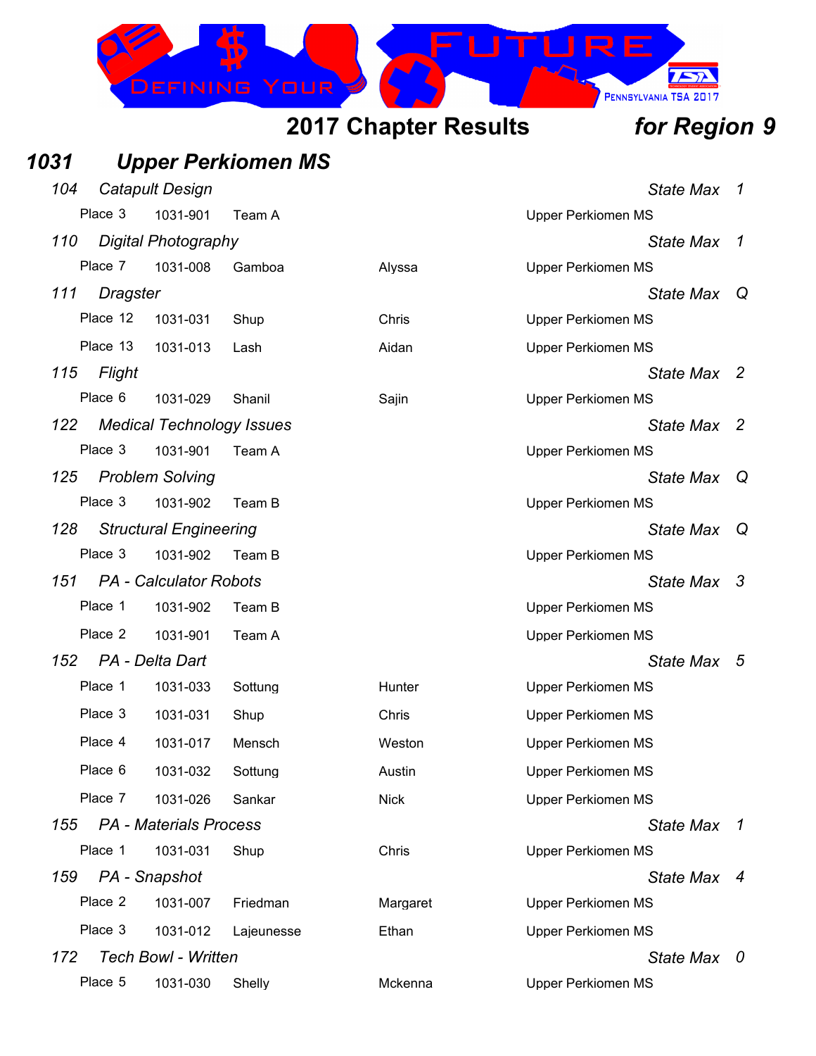## 2017 Chapter Results *for Region 9*

### *1031 Upper Perkiomen MS*

*104 Catapult Design* — *State Max 1*

| Place | ID | Last | First | School |
|---|---|---|---|---|
| Place 3 | 1031-901 | Team A | | Upper Perkiomen MS |

*110 Digital Photography* — *State Max 1*

| Place | ID | Last | First | School |
|---|---|---|---|---|
| Place 7 | 1031-008 | Gamboa | Alyssa | Upper Perkiomen MS |

*111 Dragster* — *State Max Q*

| Place | ID | Last | First | School |
|---|---|---|---|---|
| Place 12 | 1031-031 | Shup | Chris | Upper Perkiomen MS |
| Place 13 | 1031-013 | Lash | Aidan | Upper Perkiomen MS |

*115 Flight* — *State Max 2*

| Place | ID | Last | First | School |
|---|---|---|---|---|
| Place 6 | 1031-029 | Shanil | Sajin | Upper Perkiomen MS |

*122 Medical Technology Issues* — *State Max 2*

| Place | ID | Last | First | School |
|---|---|---|---|---|
| Place 3 | 1031-901 | Team A | | Upper Perkiomen MS |

*125 Problem Solving* — *State Max Q*

| Place | ID | Last | First | School |
|---|---|---|---|---|
| Place 3 | 1031-902 | Team B | | Upper Perkiomen MS |

*128 Structural Engineering* — *State Max Q*

| Place | ID | Last | First | School |
|---|---|---|---|---|
| Place 3 | 1031-902 | Team B | | Upper Perkiomen MS |

*151 PA - Calculator Robots* — *State Max 3*

| Place | ID | Last | First | School |
|---|---|---|---|---|
| Place 1 | 1031-902 | Team B | | Upper Perkiomen MS |
| Place 2 | 1031-901 | Team A | | Upper Perkiomen MS |

*152 PA - Delta Dart* — *State Max 5*

| Place | ID | Last | First | School |
|---|---|---|---|---|
| Place 1 | 1031-033 | Sottung | Hunter | Upper Perkiomen MS |
| Place 3 | 1031-031 | Shup | Chris | Upper Perkiomen MS |
| Place 4 | 1031-017 | Mensch | Weston | Upper Perkiomen MS |
| Place 6 | 1031-032 | Sottung | Austin | Upper Perkiomen MS |
| Place 7 | 1031-026 | Sankar | Nick | Upper Perkiomen MS |

*155 PA - Materials Process* — *State Max 1*

| Place | ID | Last | First | School |
|---|---|---|---|---|
| Place 1 | 1031-031 | Shup | Chris | Upper Perkiomen MS |

*159 PA - Snapshot* — *State Max 4*

| Place | ID | Last | First | School |
|---|---|---|---|---|
| Place 2 | 1031-007 | Friedman | Margaret | Upper Perkiomen MS |
| Place 3 | 1031-012 | Lajeunesse | Ethan | Upper Perkiomen MS |

*172 Tech Bowl - Written* — *State Max 0*

| Place | ID | Last | First | School |
|---|---|---|---|---|
| Place 5 | 1031-030 | Shelly | Mckenna | Upper Perkiomen MS |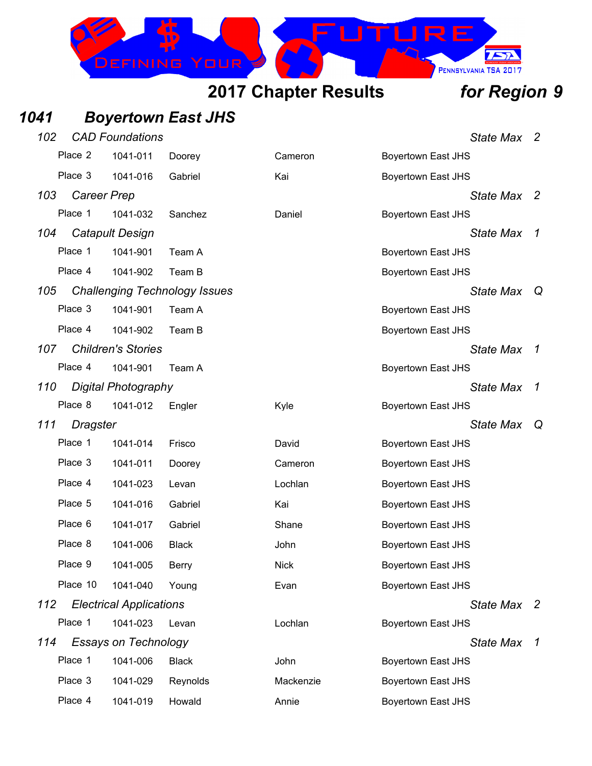# 2017 Chapter Results *for Region 9*

## *1041 Boyertown East JHS*

### *102 CAD Foundations* — *State Max 2*

| Place | ID | Last Name | First Name | School |
|---|---|---|---|---|
| Place 2 | 1041-011 | Doorey | Cameron | Boyertown East JHS |
| Place 3 | 1041-016 | Gabriel | Kai | Boyertown East JHS |

### *103 Career Prep* — *State Max 2*

| Place | ID | Last Name | First Name | School |
|---|---|---|---|---|
| Place 1 | 1041-032 | Sanchez | Daniel | Boyertown East JHS |

### *104 Catapult Design* — *State Max 1*

| Place | ID | Last Name | First Name | School |
|---|---|---|---|---|
| Place 1 | 1041-901 | Team A | | Boyertown East JHS |
| Place 4 | 1041-902 | Team B | | Boyertown East JHS |

### *105 Challenging Technology Issues* — *State Max Q*

| Place | ID | Last Name | First Name | School |
|---|---|---|---|---|
| Place 3 | 1041-901 | Team A | | Boyertown East JHS |
| Place 4 | 1041-902 | Team B | | Boyertown East JHS |

### *107 Children's Stories* — *State Max 1*

| Place | ID | Last Name | First Name | School |
|---|---|---|---|---|
| Place 4 | 1041-901 | Team A | | Boyertown East JHS |

### *110 Digital Photography* — *State Max 1*

| Place | ID | Last Name | First Name | School |
|---|---|---|---|---|
| Place 8 | 1041-012 | Engler | Kyle | Boyertown East JHS |

### *111 Dragster* — *State Max Q*

| Place | ID | Last Name | First Name | School |
|---|---|---|---|---|
| Place 1 | 1041-014 | Frisco | David | Boyertown East JHS |
| Place 3 | 1041-011 | Doorey | Cameron | Boyertown East JHS |
| Place 4 | 1041-023 | Levan | Lochlan | Boyertown East JHS |
| Place 5 | 1041-016 | Gabriel | Kai | Boyertown East JHS |
| Place 6 | 1041-017 | Gabriel | Shane | Boyertown East JHS |
| Place 8 | 1041-006 | Black | John | Boyertown East JHS |
| Place 9 | 1041-005 | Berry | Nick | Boyertown East JHS |
| Place 10 | 1041-040 | Young | Evan | Boyertown East JHS |

### *112 Electrical Applications* — *State Max 2*

| Place | ID | Last Name | First Name | School |
|---|---|---|---|---|
| Place 1 | 1041-023 | Levan | Lochlan | Boyertown East JHS |

### *114 Essays on Technology* — *State Max 1*

| Place | ID | Last Name | First Name | School |
|---|---|---|---|---|
| Place 1 | 1041-006 | Black | John | Boyertown East JHS |
| Place 3 | 1041-029 | Reynolds | Mackenzie | Boyertown East JHS |
| Place 4 | 1041-019 | Howald | Annie | Boyertown East JHS |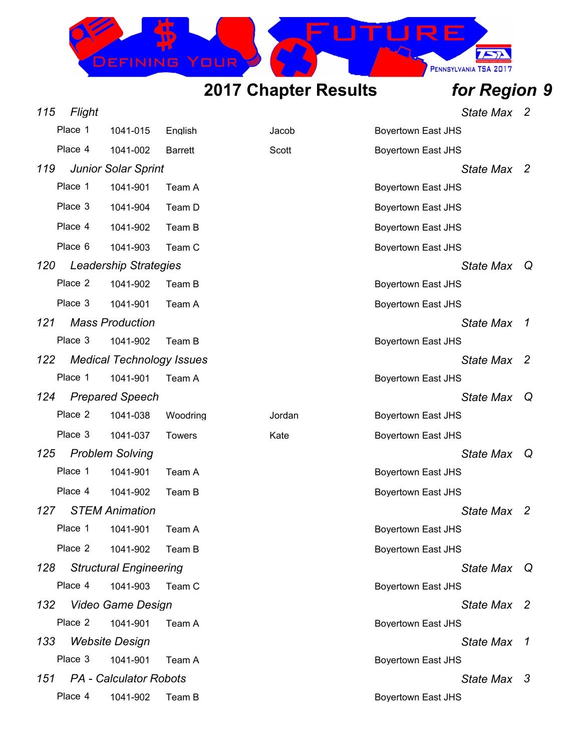# 2017 Chapter Results *for Region 9*

### *115 Flight* — *State Max 2*

| Place | ID | Name | First | School |
|---|---|---|---|---|
| Place 1 | 1041-015 | English | Jacob | Boyertown East JHS |
| Place 4 | 1041-002 | Barrett | Scott | Boyertown East JHS |

### *119 Junior Solar Sprint* — *State Max 2*

| Place | ID | Name | First | School |
|---|---|---|---|---|
| Place 1 | 1041-901 | Team A | | Boyertown East JHS |
| Place 3 | 1041-904 | Team D | | Boyertown East JHS |
| Place 4 | 1041-902 | Team B | | Boyertown East JHS |
| Place 6 | 1041-903 | Team C | | Boyertown East JHS |

### *120 Leadership Strategies* — *State Max Q*

| Place | ID | Name | First | School |
|---|---|---|---|---|
| Place 2 | 1041-902 | Team B | | Boyertown East JHS |
| Place 3 | 1041-901 | Team A | | Boyertown East JHS |

### *121 Mass Production* — *State Max 1*

| Place | ID | Name | First | School |
|---|---|---|---|---|
| Place 3 | 1041-902 | Team B | | Boyertown East JHS |

### *122 Medical Technology Issues* — *State Max 2*

| Place | ID | Name | First | School |
|---|---|---|---|---|
| Place 1 | 1041-901 | Team A | | Boyertown East JHS |

### *124 Prepared Speech* — *State Max Q*

| Place | ID | Name | First | School |
|---|---|---|---|---|
| Place 2 | 1041-038 | Woodring | Jordan | Boyertown East JHS |
| Place 3 | 1041-037 | Towers | Kate | Boyertown East JHS |

### *125 Problem Solving* — *State Max Q*

| Place | ID | Name | First | School |
|---|---|---|---|---|
| Place 1 | 1041-901 | Team A | | Boyertown East JHS |
| Place 4 | 1041-902 | Team B | | Boyertown East JHS |

### *127 STEM Animation* — *State Max 2*

| Place | ID | Name | First | School |
|---|---|---|---|---|
| Place 1 | 1041-901 | Team A | | Boyertown East JHS |
| Place 2 | 1041-902 | Team B | | Boyertown East JHS |

### *128 Structural Engineering* — *State Max Q*

| Place | ID | Name | First | School |
|---|---|---|---|---|
| Place 4 | 1041-903 | Team C | | Boyertown East JHS |

### *132 Video Game Design* — *State Max 2*

| Place | ID | Name | First | School |
|---|---|---|---|---|
| Place 2 | 1041-901 | Team A | | Boyertown East JHS |

### *133 Website Design* — *State Max 1*

| Place | ID | Name | First | School |
|---|---|---|---|---|
| Place 3 | 1041-901 | Team A | | Boyertown East JHS |

### *151 PA - Calculator Robots* — *State Max 3*

| Place | ID | Name | First | School |
|---|---|---|---|---|
| Place 4 | 1041-902 | Team B | | Boyertown East JHS |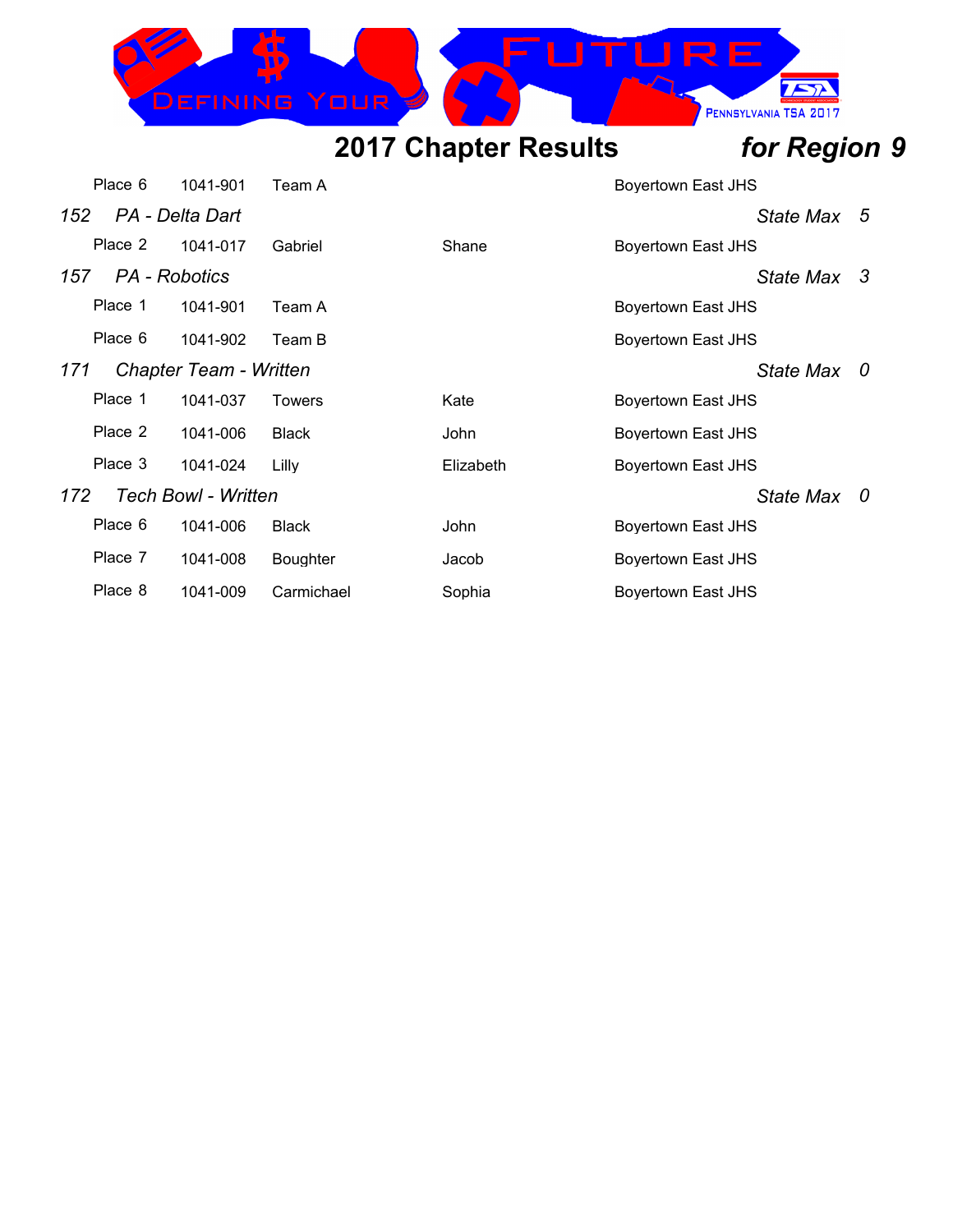## 2017 Chapter Results *for Region 9*

| | | | | |
|---|---|---|---|---|
| Place 6 | 1041-901 | Team A | | Boyertown East JHS |

*152 PA - Delta Dart* — *State Max 5*

| | | | | |
|---|---|---|---|---|
| Place 2 | 1041-017 | Gabriel | Shane | Boyertown East JHS |

*157 PA - Robotics* — *State Max 3*

| | | | | |
|---|---|---|---|---|
| Place 1 | 1041-901 | Team A | | Boyertown East JHS |
| Place 6 | 1041-902 | Team B | | Boyertown East JHS |

*171 Chapter Team - Written* — *State Max 0*

| | | | | |
|---|---|---|---|---|
| Place 1 | 1041-037 | Towers | Kate | Boyertown East JHS |
| Place 2 | 1041-006 | Black | John | Boyertown East JHS |
| Place 3 | 1041-024 | Lilly | Elizabeth | Boyertown East JHS |

*172 Tech Bowl - Written* — *State Max 0*

| | | | | |
|---|---|---|---|---|
| Place 6 | 1041-006 | Black | John | Boyertown East JHS |
| Place 7 | 1041-008 | Boughter | Jacob | Boyertown East JHS |
| Place 8 | 1041-009 | Carmichael | Sophia | Boyertown East JHS |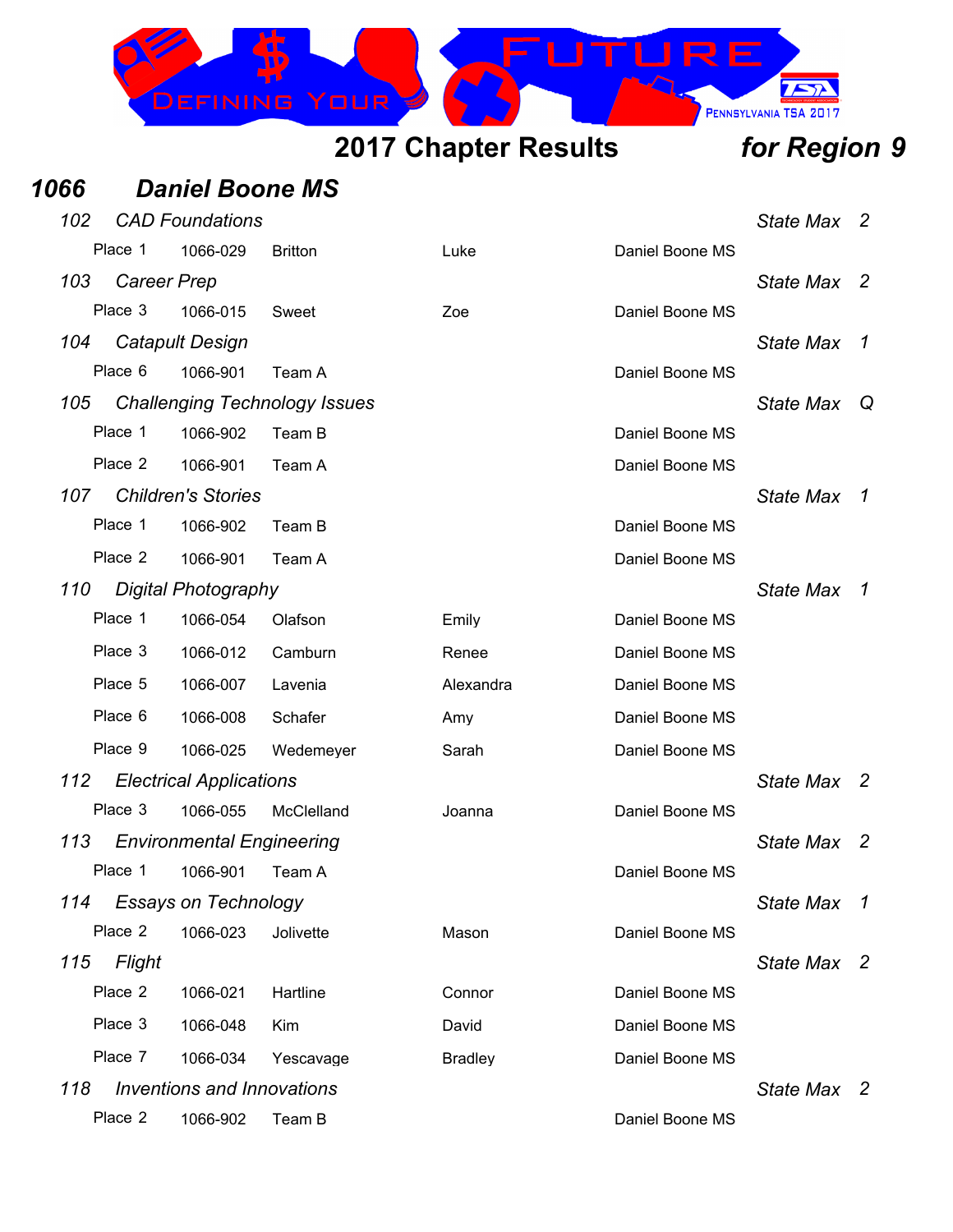## 2017 Chapter Results *for Region 9*

### *1066 Daniel Boone MS*

*102 CAD Foundations* — *State Max 2*

| Place | ID | Last Name | First Name | School |
|---|---|---|---|---|
| Place 1 | 1066-029 | Britton | Luke | Daniel Boone MS |

*103 Career Prep* — *State Max 2*

| Place | ID | Last Name | First Name | School |
|---|---|---|---|---|
| Place 3 | 1066-015 | Sweet | Zoe | Daniel Boone MS |

*104 Catapult Design* — *State Max 1*

| Place | ID | Last Name | First Name | School |
|---|---|---|---|---|
| Place 6 | 1066-901 | Team A | | Daniel Boone MS |

*105 Challenging Technology Issues* — *State Max Q*

| Place | ID | Last Name | First Name | School |
|---|---|---|---|---|
| Place 1 | 1066-902 | Team B | | Daniel Boone MS |
| Place 2 | 1066-901 | Team A | | Daniel Boone MS |

*107 Children's Stories* — *State Max 1*

| Place | ID | Last Name | First Name | School |
|---|---|---|---|---|
| Place 1 | 1066-902 | Team B | | Daniel Boone MS |
| Place 2 | 1066-901 | Team A | | Daniel Boone MS |

*110 Digital Photography* — *State Max 1*

| Place | ID | Last Name | First Name | School |
|---|---|---|---|---|
| Place 1 | 1066-054 | Olafson | Emily | Daniel Boone MS |
| Place 3 | 1066-012 | Camburn | Renee | Daniel Boone MS |
| Place 5 | 1066-007 | Lavenia | Alexandra | Daniel Boone MS |
| Place 6 | 1066-008 | Schafer | Amy | Daniel Boone MS |
| Place 9 | 1066-025 | Wedemeyer | Sarah | Daniel Boone MS |

*112 Electrical Applications* — *State Max 2*

| Place | ID | Last Name | First Name | School |
|---|---|---|---|---|
| Place 3 | 1066-055 | McClelland | Joanna | Daniel Boone MS |

*113 Environmental Engineering* — *State Max 2*

| Place | ID | Last Name | First Name | School |
|---|---|---|---|---|
| Place 1 | 1066-901 | Team A | | Daniel Boone MS |

*114 Essays on Technology* — *State Max 1*

| Place | ID | Last Name | First Name | School |
|---|---|---|---|---|
| Place 2 | 1066-023 | Jolivette | Mason | Daniel Boone MS |

*115 Flight* — *State Max 2*

| Place | ID | Last Name | First Name | School |
|---|---|---|---|---|
| Place 2 | 1066-021 | Hartline | Connor | Daniel Boone MS |
| Place 3 | 1066-048 | Kim | David | Daniel Boone MS |
| Place 7 | 1066-034 | Yescavage | Bradley | Daniel Boone MS |

*118 Inventions and Innovations* — *State Max 2*

| Place | ID | Last Name | First Name | School |
|---|---|---|---|---|
| Place 2 | 1066-902 | Team B | | Daniel Boone MS |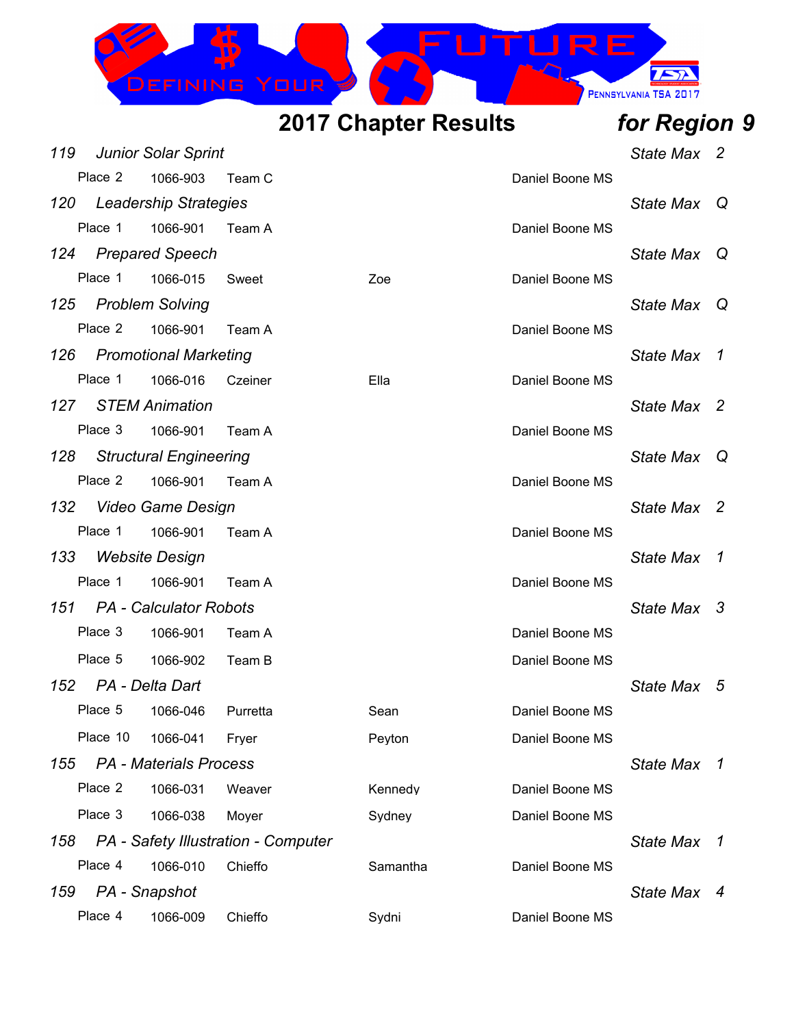# 2017 Chapter Results *for Region 9*

| Event | | | | | State Max |
|---|---|---|---|---|---|
| *119 Junior Solar Sprint* | | | | | *2* |
| Place 2 | 1066-903 | Team C | | Daniel Boone MS | |
| *120 Leadership Strategies* | | | | | *Q* |
| Place 1 | 1066-901 | Team A | | Daniel Boone MS | |
| *124 Prepared Speech* | | | | | *Q* |
| Place 1 | 1066-015 | Sweet | Zoe | Daniel Boone MS | |
| *125 Problem Solving* | | | | | *Q* |
| Place 2 | 1066-901 | Team A | | Daniel Boone MS | |
| *126 Promotional Marketing* | | | | | *1* |
| Place 1 | 1066-016 | Czeiner | Ella | Daniel Boone MS | |
| *127 STEM Animation* | | | | | *2* |
| Place 3 | 1066-901 | Team A | | Daniel Boone MS | |
| *128 Structural Engineering* | | | | | *Q* |
| Place 2 | 1066-901 | Team A | | Daniel Boone MS | |
| *132 Video Game Design* | | | | | *2* |
| Place 1 | 1066-901 | Team A | | Daniel Boone MS | |
| *133 Website Design* | | | | | *1* |
| Place 1 | 1066-901 | Team A | | Daniel Boone MS | |
| *151 PA - Calculator Robots* | | | | | *3* |
| Place 3 | 1066-901 | Team A | | Daniel Boone MS | |
| Place 5 | 1066-902 | Team B | | Daniel Boone MS | |
| *152 PA - Delta Dart* | | | | | *5* |
| Place 5 | 1066-046 | Purretta | Sean | Daniel Boone MS | |
| Place 10 | 1066-041 | Fryer | Peyton | Daniel Boone MS | |
| *155 PA - Materials Process* | | | | | *1* |
| Place 2 | 1066-031 | Weaver | Kennedy | Daniel Boone MS | |
| Place 3 | 1066-038 | Moyer | Sydney | Daniel Boone MS | |
| *158 PA - Safety Illustration - Computer* | | | | | *1* |
| Place 4 | 1066-010 | Chieffo | Samantha | Daniel Boone MS | |
| *159 PA - Snapshot* | | | | | *4* |
| Place 4 | 1066-009 | Chieffo | Sydni | Daniel Boone MS | |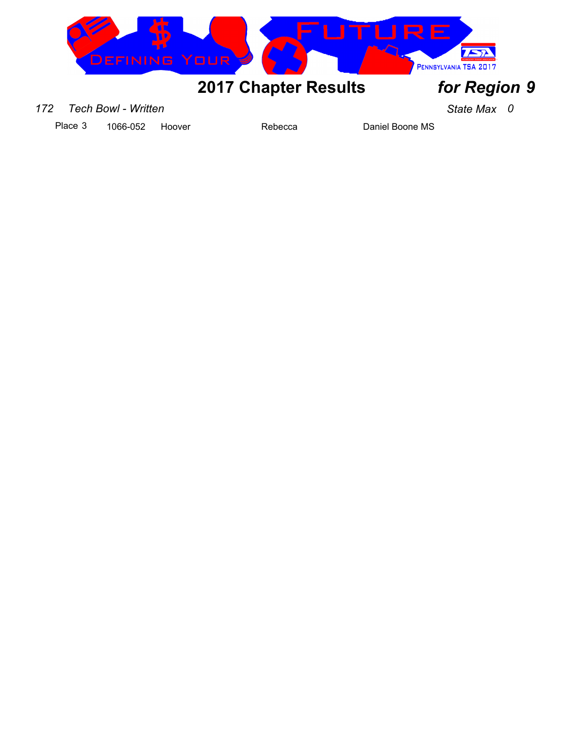# 2017 Chapter Results *for Region 9*

*172 Tech Bowl - Written* *State Max 0*

| Place | ID | Last Name | First Name | School |
|---|---|---|---|---|
| Place 3 | 1066-052 | Hoover | Rebecca | Daniel Boone MS |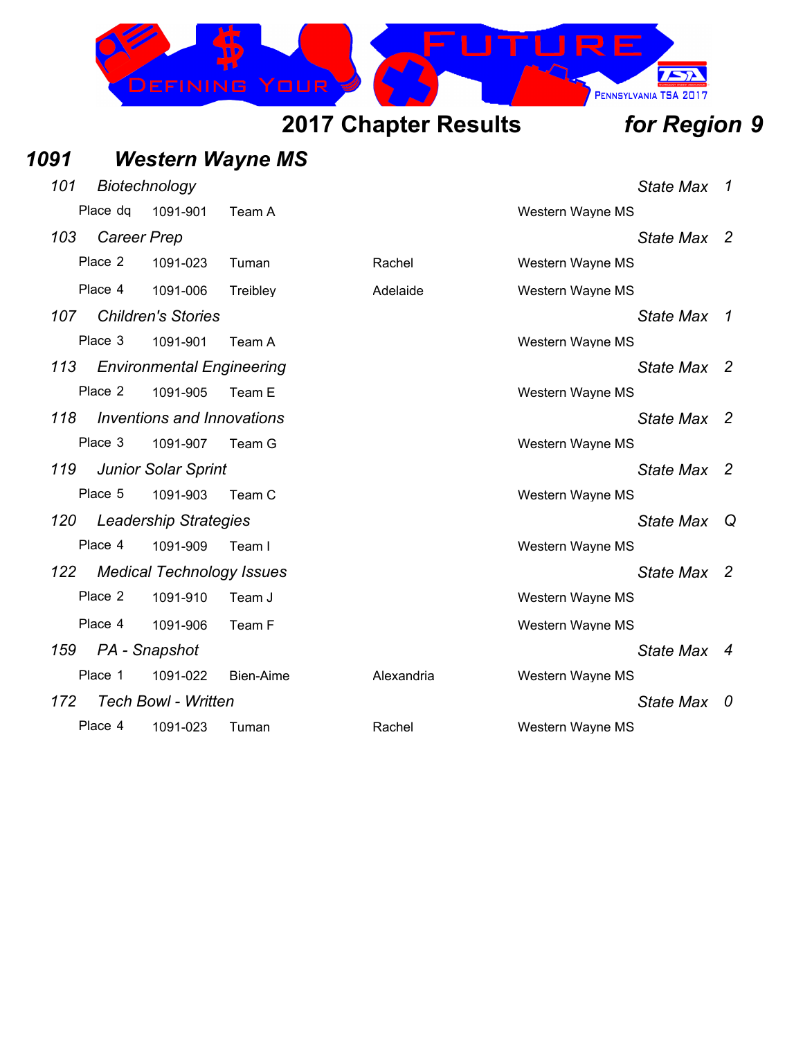# 2017 Chapter Results *for Region 9*

## *1091 Western Wayne MS*

### *101 Biotechnology* — *State Max 1*

| Place | ID | Name | First | School |
|---|---|---|---|---|
| Place dq | 1091-901 | Team A | | Western Wayne MS |

### *103 Career Prep* — *State Max 2*

| Place | ID | Name | First | School |
|---|---|---|---|---|
| Place 2 | 1091-023 | Tuman | Rachel | Western Wayne MS |
| Place 4 | 1091-006 | Treibley | Adelaide | Western Wayne MS |

### *107 Children's Stories* — *State Max 1*

| Place | ID | Name | First | School |
|---|---|---|---|---|
| Place 3 | 1091-901 | Team A | | Western Wayne MS |

### *113 Environmental Engineering* — *State Max 2*

| Place | ID | Name | First | School |
|---|---|---|---|---|
| Place 2 | 1091-905 | Team E | | Western Wayne MS |

### *118 Inventions and Innovations* — *State Max 2*

| Place | ID | Name | First | School |
|---|---|---|---|---|
| Place 3 | 1091-907 | Team G | | Western Wayne MS |

### *119 Junior Solar Sprint* — *State Max 2*

| Place | ID | Name | First | School |
|---|---|---|---|---|
| Place 5 | 1091-903 | Team C | | Western Wayne MS |

### *120 Leadership Strategies* — *State Max Q*

| Place | ID | Name | First | School |
|---|---|---|---|---|
| Place 4 | 1091-909 | Team I | | Western Wayne MS |

### *122 Medical Technology Issues* — *State Max 2*

| Place | ID | Name | First | School |
|---|---|---|---|---|
| Place 2 | 1091-910 | Team J | | Western Wayne MS |
| Place 4 | 1091-906 | Team F | | Western Wayne MS |

### *159 PA - Snapshot* — *State Max 4*

| Place | ID | Name | First | School |
|---|---|---|---|---|
| Place 1 | 1091-022 | Bien-Aime | Alexandria | Western Wayne MS |

### *172 Tech Bowl - Written* — *State Max 0*

| Place | ID | Name | First | School |
|---|---|---|---|---|
| Place 4 | 1091-023 | Tuman | Rachel | Western Wayne MS |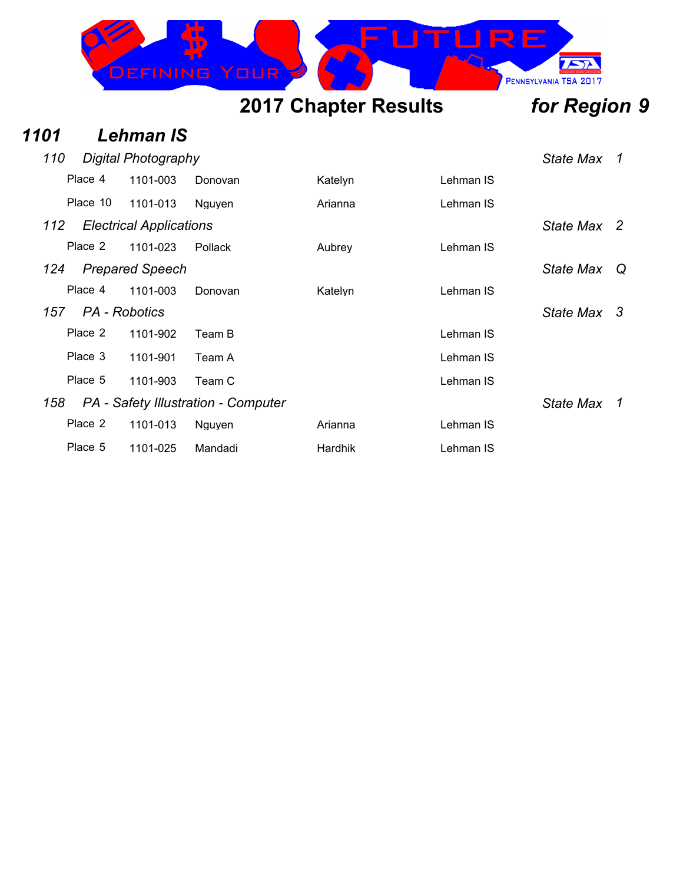## 2017 Chapter Results *for Region 9*

### *1101 Lehman IS*

*110 Digital Photography* — *State Max 1*

| Place | ID | Last Name | First Name | School |
|---|---|---|---|---|
| Place 4 | 1101-003 | Donovan | Katelyn | Lehman IS |
| Place 10 | 1101-013 | Nguyen | Arianna | Lehman IS |

*112 Electrical Applications* — *State Max 2*

| Place | ID | Last Name | First Name | School |
|---|---|---|---|---|
| Place 2 | 1101-023 | Pollack | Aubrey | Lehman IS |

*124 Prepared Speech* — *State Max Q*

| Place | ID | Last Name | First Name | School |
|---|---|---|---|---|
| Place 4 | 1101-003 | Donovan | Katelyn | Lehman IS |

*157 PA - Robotics* — *State Max 3*

| Place | ID | Last Name | First Name | School |
|---|---|---|---|---|
| Place 2 | 1101-902 | Team B | | Lehman IS |
| Place 3 | 1101-901 | Team A | | Lehman IS |
| Place 5 | 1101-903 | Team C | | Lehman IS |

*158 PA - Safety Illustration - Computer* — *State Max 1*

| Place | ID | Last Name | First Name | School |
|---|---|---|---|---|
| Place 2 | 1101-013 | Nguyen | Arianna | Lehman IS |
| Place 5 | 1101-025 | Mandadi | Hardhik | Lehman IS |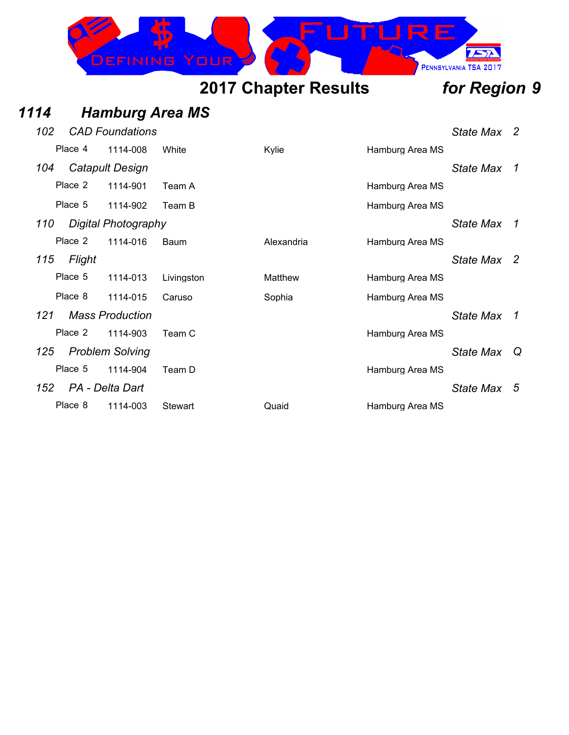## 2017 Chapter Results *for Region 9*

### *1114 Hamburg Area MS*

*102 CAD Foundations* — *State Max 2*

| Place | ID | Name | First Name | School |
|---|---|---|---|---|
| Place 4 | 1114-008 | White | Kylie | Hamburg Area MS |

*104 Catapult Design* — *State Max 1*

| Place | ID | Name | First Name | School |
|---|---|---|---|---|
| Place 2 | 1114-901 | Team A | | Hamburg Area MS |
| Place 5 | 1114-902 | Team B | | Hamburg Area MS |

*110 Digital Photography* — *State Max 1*

| Place | ID | Name | First Name | School |
|---|---|---|---|---|
| Place 2 | 1114-016 | Baum | Alexandria | Hamburg Area MS |

*115 Flight* — *State Max 2*

| Place | ID | Name | First Name | School |
|---|---|---|---|---|
| Place 5 | 1114-013 | Livingston | Matthew | Hamburg Area MS |
| Place 8 | 1114-015 | Caruso | Sophia | Hamburg Area MS |

*121 Mass Production* — *State Max 1*

| Place | ID | Name | First Name | School |
|---|---|---|---|---|
| Place 2 | 1114-903 | Team C | | Hamburg Area MS |

*125 Problem Solving* — *State Max Q*

| Place | ID | Name | First Name | School |
|---|---|---|---|---|
| Place 5 | 1114-904 | Team D | | Hamburg Area MS |

*152 PA - Delta Dart* — *State Max 5*

| Place | ID | Name | First Name | School |
|---|---|---|---|---|
| Place 8 | 1114-003 | Stewart | Quaid | Hamburg Area MS |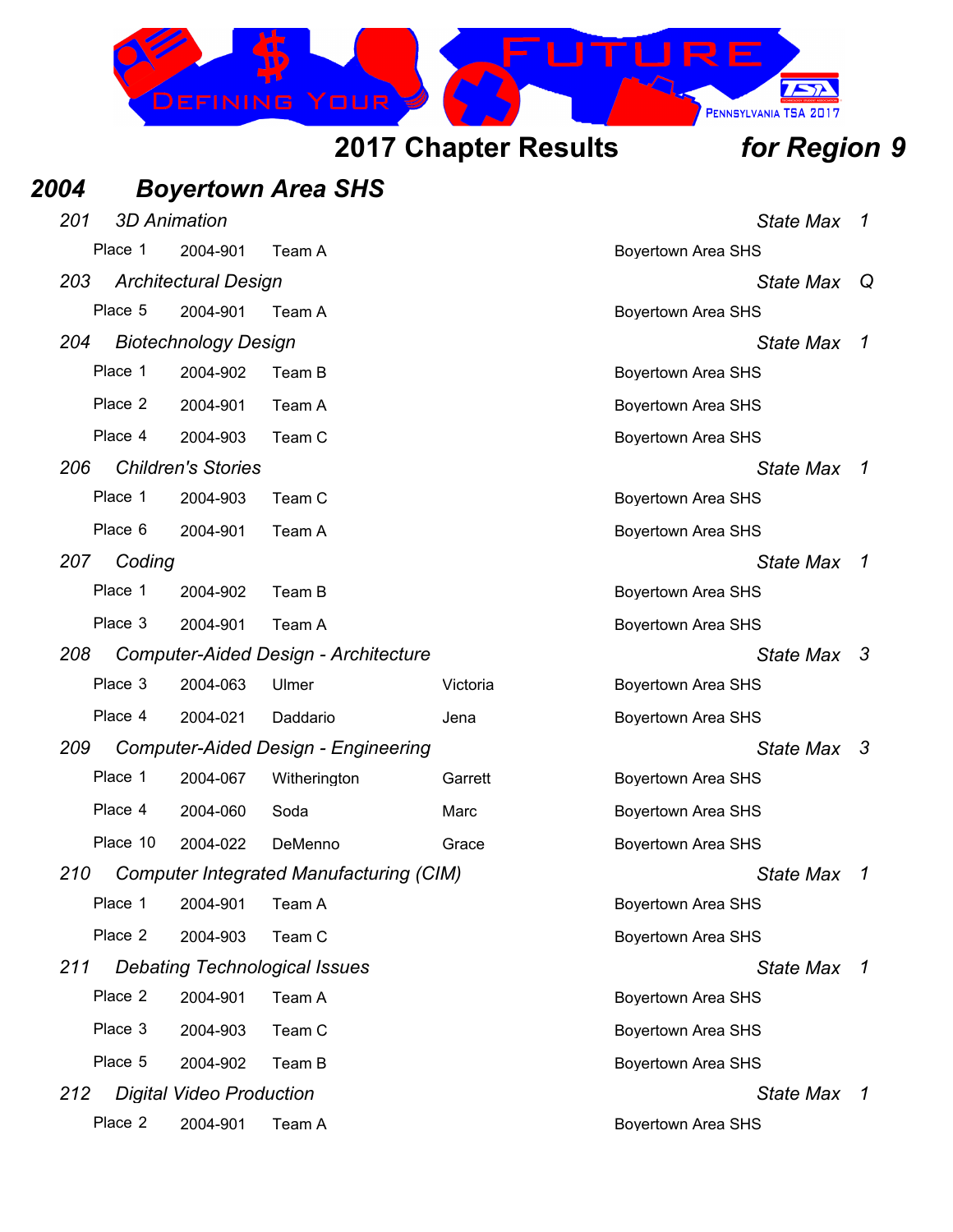# 2017 Chapter Results *for Region 9*

## *2004 Boyertown Area SHS*

### *201 3D Animation* — *State Max 1*

| Place | ID | Name | First | School |
|---|---|---|---|---|
| Place 1 | 2004-901 | Team A | | Boyertown Area SHS |

### *203 Architectural Design* — *State Max Q*

| Place | ID | Name | First | School |
|---|---|---|---|---|
| Place 5 | 2004-901 | Team A | | Boyertown Area SHS |

### *204 Biotechnology Design* — *State Max 1*

| Place | ID | Name | First | School |
|---|---|---|---|---|
| Place 1 | 2004-902 | Team B | | Boyertown Area SHS |
| Place 2 | 2004-901 | Team A | | Boyertown Area SHS |
| Place 4 | 2004-903 | Team C | | Boyertown Area SHS |

### *206 Children's Stories* — *State Max 1*

| Place | ID | Name | First | School |
|---|---|---|---|---|
| Place 1 | 2004-903 | Team C | | Boyertown Area SHS |
| Place 6 | 2004-901 | Team A | | Boyertown Area SHS |

### *207 Coding* — *State Max 1*

| Place | ID | Name | First | School |
|---|---|---|---|---|
| Place 1 | 2004-902 | Team B | | Boyertown Area SHS |
| Place 3 | 2004-901 | Team A | | Boyertown Area SHS |

### *208 Computer-Aided Design - Architecture* — *State Max 3*

| Place | ID | Name | First | School |
|---|---|---|---|---|
| Place 3 | 2004-063 | Ulmer | Victoria | Boyertown Area SHS |
| Place 4 | 2004-021 | Daddario | Jena | Boyertown Area SHS |

### *209 Computer-Aided Design - Engineering* — *State Max 3*

| Place | ID | Name | First | School |
|---|---|---|---|---|
| Place 1 | 2004-067 | Witherington | Garrett | Boyertown Area SHS |
| Place 4 | 2004-060 | Soda | Marc | Boyertown Area SHS |
| Place 10 | 2004-022 | DeMenno | Grace | Boyertown Area SHS |

### *210 Computer Integrated Manufacturing (CIM)* — *State Max 1*

| Place | ID | Name | First | School |
|---|---|---|---|---|
| Place 1 | 2004-901 | Team A | | Boyertown Area SHS |
| Place 2 | 2004-903 | Team C | | Boyertown Area SHS |

### *211 Debating Technological Issues* — *State Max 1*

| Place | ID | Name | First | School |
|---|---|---|---|---|
| Place 2 | 2004-901 | Team A | | Boyertown Area SHS |
| Place 3 | 2004-903 | Team C | | Boyertown Area SHS |
| Place 5 | 2004-902 | Team B | | Boyertown Area SHS |

### *212 Digital Video Production* — *State Max 1*

| Place | ID | Name | First | School |
|---|---|---|---|---|
| Place 2 | 2004-901 | Team A | | Boyertown Area SHS |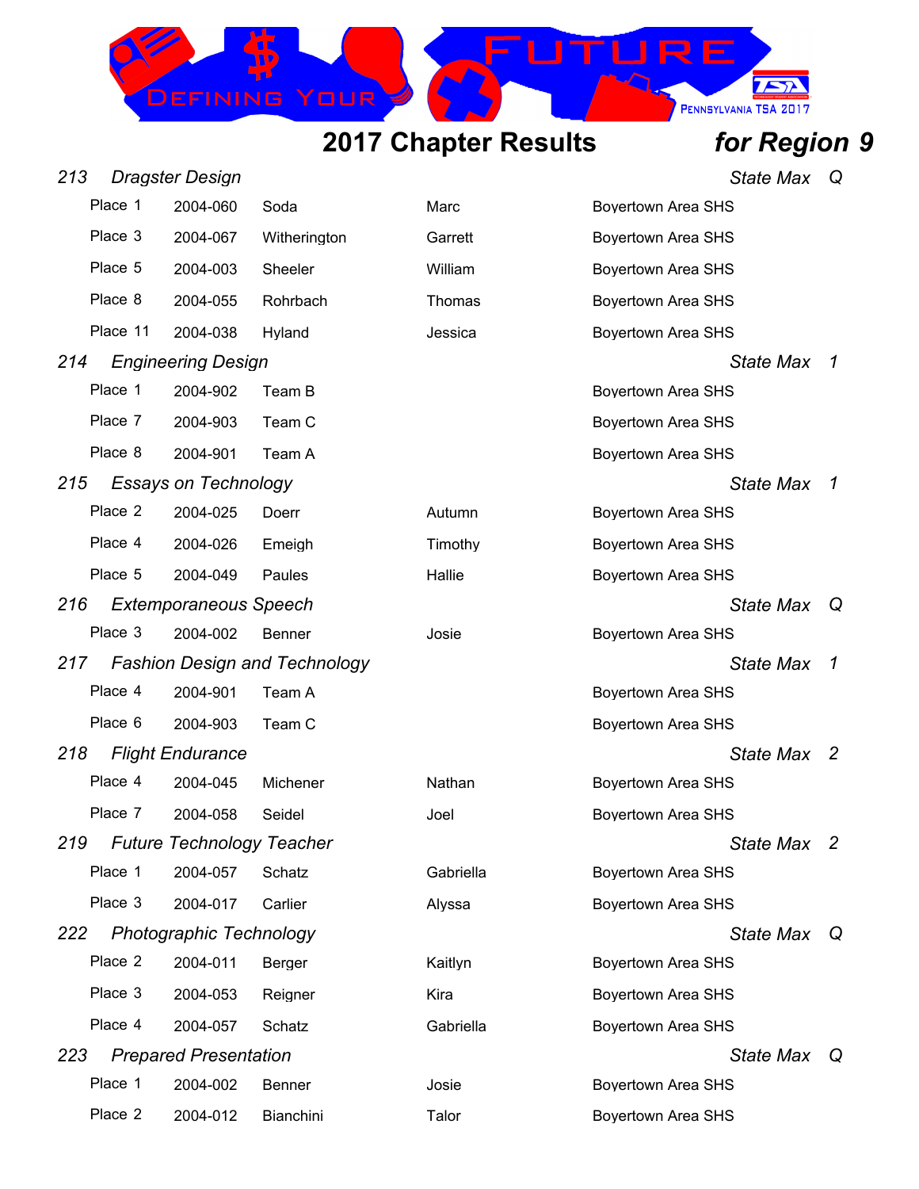## 2017 Chapter Results *for Region 9*

### 213 *Dragster Design* — *State Max Q*

| Place | ID | Last Name | First Name | School |
|---|---|---|---|---|
| Place 1 | 2004-060 | Soda | Marc | Boyertown Area SHS |
| Place 3 | 2004-067 | Witherington | Garrett | Boyertown Area SHS |
| Place 5 | 2004-003 | Sheeler | William | Boyertown Area SHS |
| Place 8 | 2004-055 | Rohrbach | Thomas | Boyertown Area SHS |
| Place 11 | 2004-038 | Hyland | Jessica | Boyertown Area SHS |

### 214 *Engineering Design* — *State Max 1*

| Place | ID | Team | | School |
|---|---|---|---|---|
| Place 1 | 2004-902 | Team B | | Boyertown Area SHS |
| Place 7 | 2004-903 | Team C | | Boyertown Area SHS |
| Place 8 | 2004-901 | Team A | | Boyertown Area SHS |

### 215 *Essays on Technology* — *State Max 1*

| Place | ID | Last Name | First Name | School |
|---|---|---|---|---|
| Place 2 | 2004-025 | Doerr | Autumn | Boyertown Area SHS |
| Place 4 | 2004-026 | Emeigh | Timothy | Boyertown Area SHS |
| Place 5 | 2004-049 | Paules | Hallie | Boyertown Area SHS |

### 216 *Extemporaneous Speech* — *State Max Q*

| Place | ID | Last Name | First Name | School |
|---|---|---|---|---|
| Place 3 | 2004-002 | Benner | Josie | Boyertown Area SHS |

### 217 *Fashion Design and Technology* — *State Max 1*

| Place | ID | Team | | School |
|---|---|---|---|---|
| Place 4 | 2004-901 | Team A | | Boyertown Area SHS |
| Place 6 | 2004-903 | Team C | | Boyertown Area SHS |

### 218 *Flight Endurance* — *State Max 2*

| Place | ID | Last Name | First Name | School |
|---|---|---|---|---|
| Place 4 | 2004-045 | Michener | Nathan | Boyertown Area SHS |
| Place 7 | 2004-058 | Seidel | Joel | Boyertown Area SHS |

### 219 *Future Technology Teacher* — *State Max 2*

| Place | ID | Last Name | First Name | School |
|---|---|---|---|---|
| Place 1 | 2004-057 | Schatz | Gabriella | Boyertown Area SHS |
| Place 3 | 2004-017 | Carlier | Alyssa | Boyertown Area SHS |

### 222 *Photographic Technology* — *State Max Q*

| Place | ID | Last Name | First Name | School |
|---|---|---|---|---|
| Place 2 | 2004-011 | Berger | Kaitlyn | Boyertown Area SHS |
| Place 3 | 2004-053 | Reigner | Kira | Boyertown Area SHS |
| Place 4 | 2004-057 | Schatz | Gabriella | Boyertown Area SHS |

### 223 *Prepared Presentation* — *State Max Q*

| Place | ID | Last Name | First Name | School |
|---|---|---|---|---|
| Place 1 | 2004-002 | Benner | Josie | Boyertown Area SHS |
| Place 2 | 2004-012 | Bianchini | Talor | Boyertown Area SHS |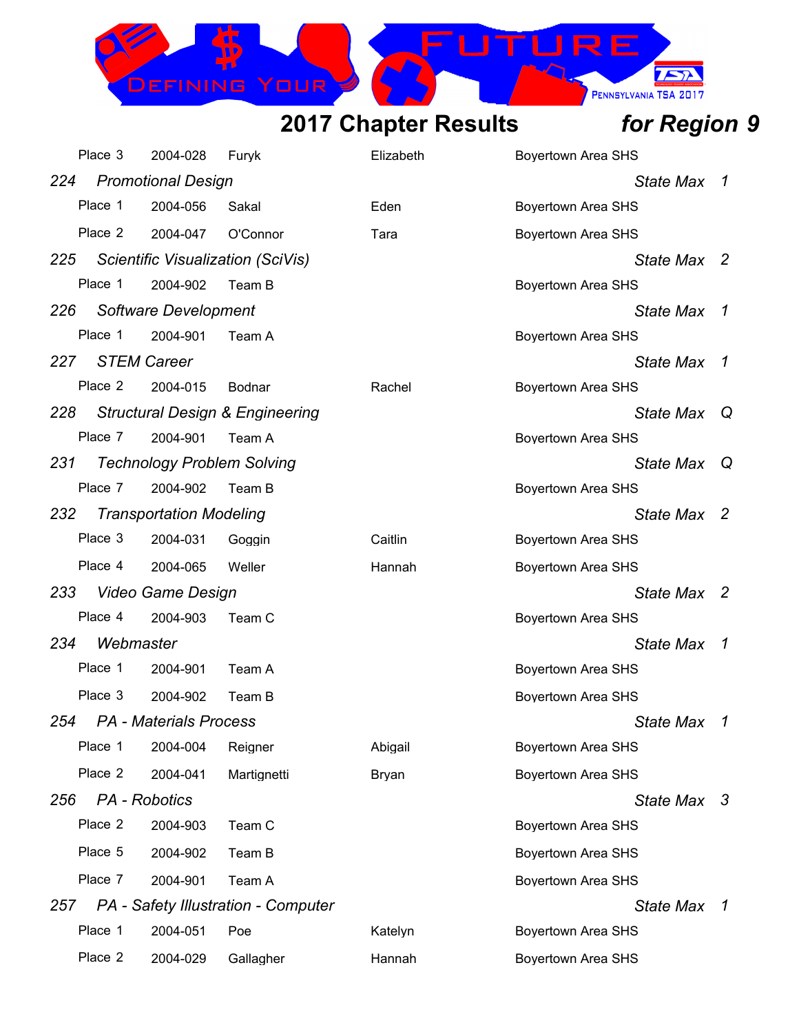## 2017 Chapter Results for Region 9

| Place | ID | Last Name | First Name | School |
|---|---|---|---|---|
| Place 3 | 2004-028 | Furyk | Elizabeth | Boyertown Area SHS |

### *224 Promotional Design* — *State Max 1*

| Place | ID | Last Name | First Name | School |
|---|---|---|---|---|
| Place 1 | 2004-056 | Sakal | Eden | Boyertown Area SHS |
| Place 2 | 2004-047 | O'Connor | Tara | Boyertown Area SHS |

### *225 Scientific Visualization (SciVis)* — *State Max 2*

| Place | ID | Team | | School |
|---|---|---|---|---|
| Place 1 | 2004-902 | Team B | | Boyertown Area SHS |

### *226 Software Development* — *State Max 1*

| Place | ID | Team | | School |
|---|---|---|---|---|
| Place 1 | 2004-901 | Team A | | Boyertown Area SHS |

### *227 STEM Career* — *State Max 1*

| Place | ID | Last Name | First Name | School |
|---|---|---|---|---|
| Place 2 | 2004-015 | Bodnar | Rachel | Boyertown Area SHS |

### *228 Structural Design & Engineering* — *State Max Q*

| Place | ID | Team | | School |
|---|---|---|---|---|
| Place 7 | 2004-901 | Team A | | Boyertown Area SHS |

### *231 Technology Problem Solving* — *State Max Q*

| Place | ID | Team | | School |
|---|---|---|---|---|
| Place 7 | 2004-902 | Team B | | Boyertown Area SHS |

### *232 Transportation Modeling* — *State Max 2*

| Place | ID | Last Name | First Name | School |
|---|---|---|---|---|
| Place 3 | 2004-031 | Goggin | Caitlin | Boyertown Area SHS |
| Place 4 | 2004-065 | Weller | Hannah | Boyertown Area SHS |

### *233 Video Game Design* — *State Max 2*

| Place | ID | Team | | School |
|---|---|---|---|---|
| Place 4 | 2004-903 | Team C | | Boyertown Area SHS |

### *234 Webmaster* — *State Max 1*

| Place | ID | Team | | School |
|---|---|---|---|---|
| Place 1 | 2004-901 | Team A | | Boyertown Area SHS |
| Place 3 | 2004-902 | Team B | | Boyertown Area SHS |

### *254 PA - Materials Process* — *State Max 1*

| Place | ID | Last Name | First Name | School |
|---|---|---|---|---|
| Place 1 | 2004-004 | Reigner | Abigail | Boyertown Area SHS |
| Place 2 | 2004-041 | Martignetti | Bryan | Boyertown Area SHS |

### *256 PA - Robotics* — *State Max 3*

| Place | ID | Team | | School |
|---|---|---|---|---|
| Place 2 | 2004-903 | Team C | | Boyertown Area SHS |
| Place 5 | 2004-902 | Team B | | Boyertown Area SHS |
| Place 7 | 2004-901 | Team A | | Boyertown Area SHS |

### *257 PA - Safety Illustration - Computer* — *State Max 1*

| Place | ID | Last Name | First Name | School |
|---|---|---|---|---|
| Place 1 | 2004-051 | Poe | Katelyn | Boyertown Area SHS |
| Place 2 | 2004-029 | Gallagher | Hannah | Boyertown Area SHS |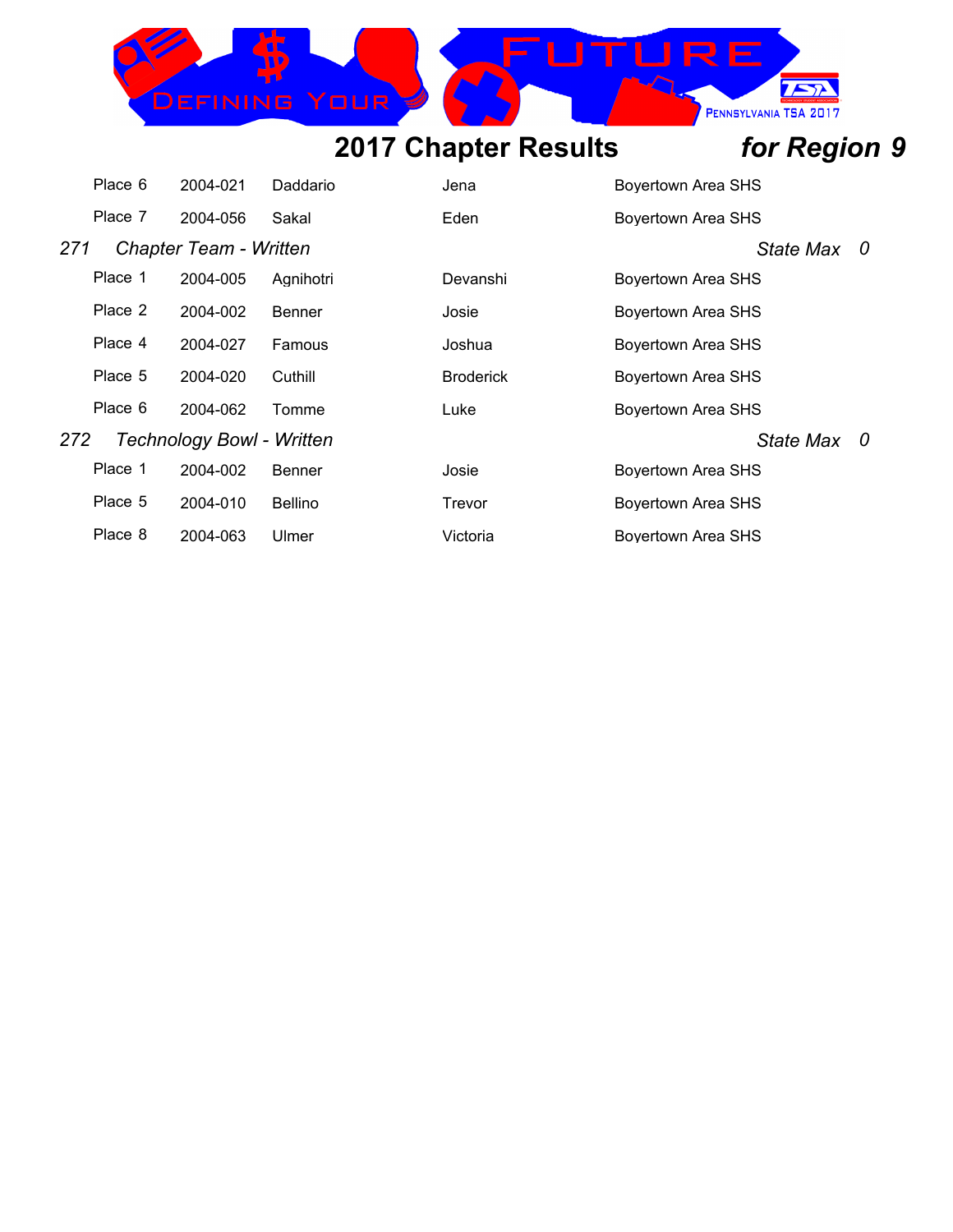## 2017 Chapter Results *for Region 9*

| | | | | |
|---|---|---|---|---|
| Place 6 | 2004-021 | Daddario | Jena | Boyertown Area SHS |
| Place 7 | 2004-056 | Sakal | Eden | Boyertown Area SHS |

*271 Chapter Team - Written* *State Max 0*

| | | | | |
|---|---|---|---|---|
| Place 1 | 2004-005 | Agnihotri | Devanshi | Boyertown Area SHS |
| Place 2 | 2004-002 | Benner | Josie | Boyertown Area SHS |
| Place 4 | 2004-027 | Famous | Joshua | Boyertown Area SHS |
| Place 5 | 2004-020 | Cuthill | Broderick | Boyertown Area SHS |
| Place 6 | 2004-062 | Tomme | Luke | Boyertown Area SHS |

*272 Technology Bowl - Written* *State Max 0*

| | | | | |
|---|---|---|---|---|
| Place 1 | 2004-002 | Benner | Josie | Boyertown Area SHS |
| Place 5 | 2004-010 | Bellino | Trevor | Boyertown Area SHS |
| Place 8 | 2004-063 | Ulmer | Victoria | Boyertown Area SHS |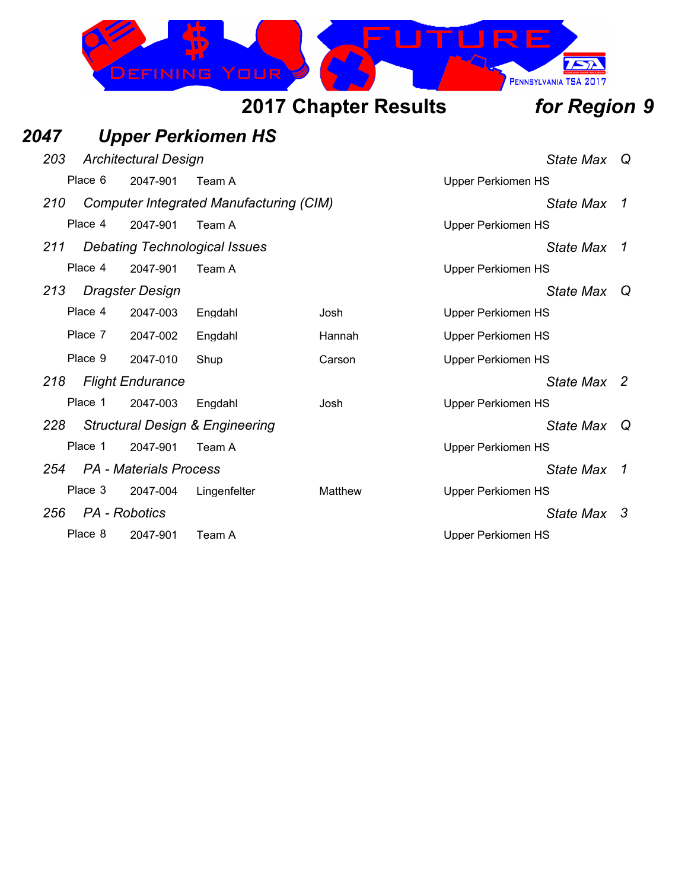# 2017 Chapter Results *for Region 9*

## *2047 Upper Perkiomen HS*

### *203 Architectural Design* — *State Max Q*

| Place | ID | Name | First | School |
|---|---|---|---|---|
| Place 6 | 2047-901 | Team A | | Upper Perkiomen HS |

### *210 Computer Integrated Manufacturing (CIM)* — *State Max 1*

| Place | ID | Name | First | School |
|---|---|---|---|---|
| Place 4 | 2047-901 | Team A | | Upper Perkiomen HS |

### *211 Debating Technological Issues* — *State Max 1*

| Place | ID | Name | First | School |
|---|---|---|---|---|
| Place 4 | 2047-901 | Team A | | Upper Perkiomen HS |

### *213 Dragster Design* — *State Max Q*

| Place | ID | Name | First | School |
|---|---|---|---|---|
| Place 4 | 2047-003 | Engdahl | Josh | Upper Perkiomen HS |
| Place 7 | 2047-002 | Engdahl | Hannah | Upper Perkiomen HS |
| Place 9 | 2047-010 | Shup | Carson | Upper Perkiomen HS |

### *218 Flight Endurance* — *State Max 2*

| Place | ID | Name | First | School |
|---|---|---|---|---|
| Place 1 | 2047-003 | Engdahl | Josh | Upper Perkiomen HS |

### *228 Structural Design & Engineering* — *State Max Q*

| Place | ID | Name | First | School |
|---|---|---|---|---|
| Place 1 | 2047-901 | Team A | | Upper Perkiomen HS |

### *254 PA - Materials Process* — *State Max 1*

| Place | ID | Name | First | School |
|---|---|---|---|---|
| Place 3 | 2047-004 | Lingenfelter | Matthew | Upper Perkiomen HS |

### *256 PA - Robotics* — *State Max 3*

| Place | ID | Name | First | School |
|---|---|---|---|---|
| Place 8 | 2047-901 | Team A | | Upper Perkiomen HS |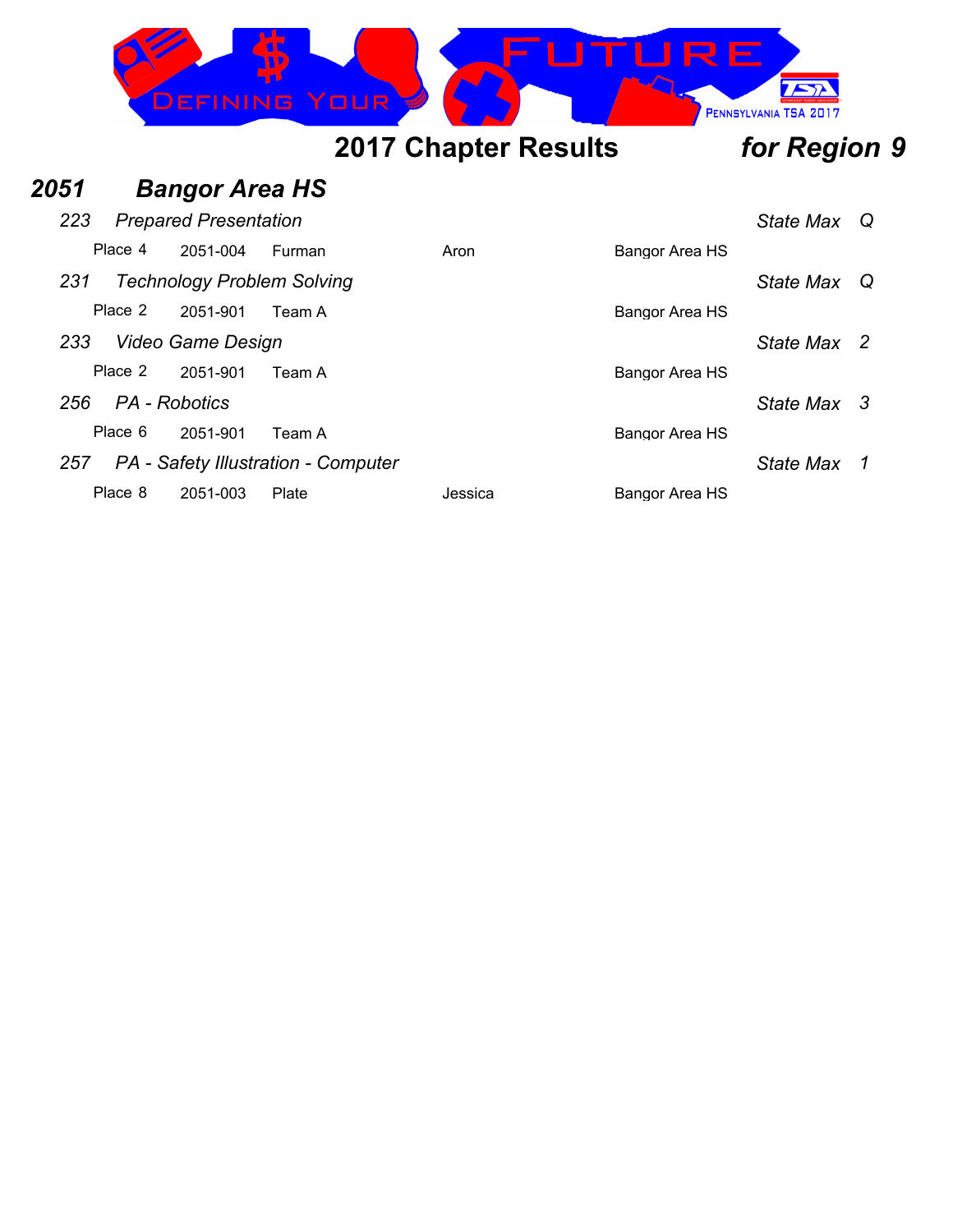# 2017 Chapter Results *for Region 9*

## *2051 Bangor Area HS*

*223 Prepared Presentation* — *State Max Q*

| Place | ID | Name | First Name | School |
|---|---|---|---|---|
| Place 4 | 2051-004 | Furman | Aron | Bangor Area HS |

*231 Technology Problem Solving* — *State Max Q*

| Place | ID | Name | First Name | School |
|---|---|---|---|---|
| Place 2 | 2051-901 | Team A | | Bangor Area HS |

*233 Video Game Design* — *State Max 2*

| Place | ID | Name | First Name | School |
|---|---|---|---|---|
| Place 2 | 2051-901 | Team A | | Bangor Area HS |

*256 PA - Robotics* — *State Max 3*

| Place | ID | Name | First Name | School |
|---|---|---|---|---|
| Place 6 | 2051-901 | Team A | | Bangor Area HS |

*257 PA - Safety Illustration - Computer* — *State Max 1*

| Place | ID | Name | First Name | School |
|---|---|---|---|---|
| Place 8 | 2051-003 | Plate | Jessica | Bangor Area HS |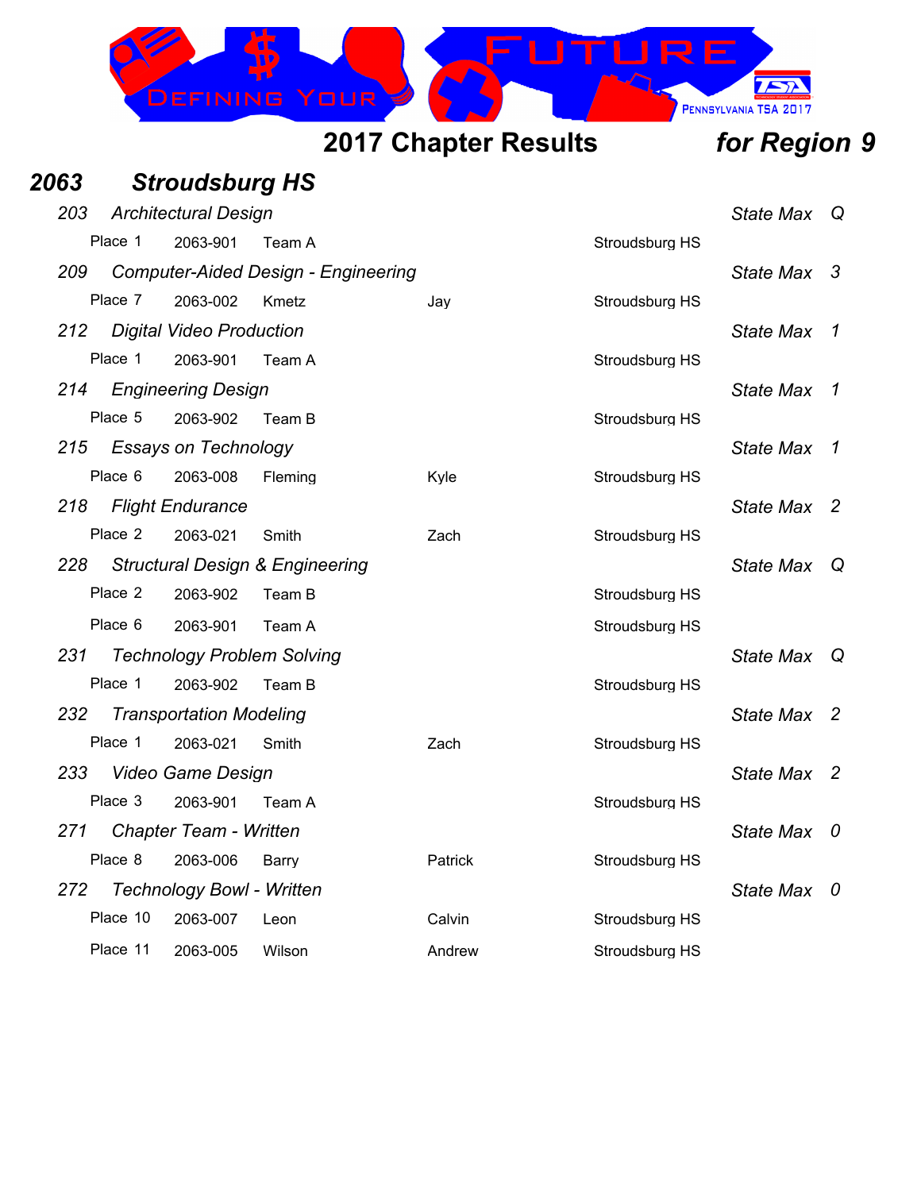## 2017 Chapter Results *for Region 9*

### *2063 Stroudsburg HS*

| Event | Place | ID | Name | First Name | School | State Max |
|---|---|---|---|---|---|---|
| *203 Architectural Design* | | | | | | *Q* |
| | Place 1 | 2063-901 | Team A | | Stroudsburg HS | |
| *209 Computer-Aided Design - Engineering* | | | | | | *3* |
| | Place 7 | 2063-002 | Kmetz | Jay | Stroudsburg HS | |
| *212 Digital Video Production* | | | | | | *1* |
| | Place 1 | 2063-901 | Team A | | Stroudsburg HS | |
| *214 Engineering Design* | | | | | | *1* |
| | Place 5 | 2063-902 | Team B | | Stroudsburg HS | |
| *215 Essays on Technology* | | | | | | *1* |
| | Place 6 | 2063-008 | Fleming | Kyle | Stroudsburg HS | |
| *218 Flight Endurance* | | | | | | *2* |
| | Place 2 | 2063-021 | Smith | Zach | Stroudsburg HS | |
| *228 Structural Design & Engineering* | | | | | | *Q* |
| | Place 2 | 2063-902 | Team B | | Stroudsburg HS | |
| | Place 6 | 2063-901 | Team A | | Stroudsburg HS | |
| *231 Technology Problem Solving* | | | | | | *Q* |
| | Place 1 | 2063-902 | Team B | | Stroudsburg HS | |
| *232 Transportation Modeling* | | | | | | *2* |
| | Place 1 | 2063-021 | Smith | Zach | Stroudsburg HS | |
| *233 Video Game Design* | | | | | | *2* |
| | Place 3 | 2063-901 | Team A | | Stroudsburg HS | |
| *271 Chapter Team - Written* | | | | | | *0* |
| | Place 8 | 2063-006 | Barry | Patrick | Stroudsburg HS | |
| *272 Technology Bowl - Written* | | | | | | *0* |
| | Place 10 | 2063-007 | Leon | Calvin | Stroudsburg HS | |
| | Place 11 | 2063-005 | Wilson | Andrew | Stroudsburg HS | |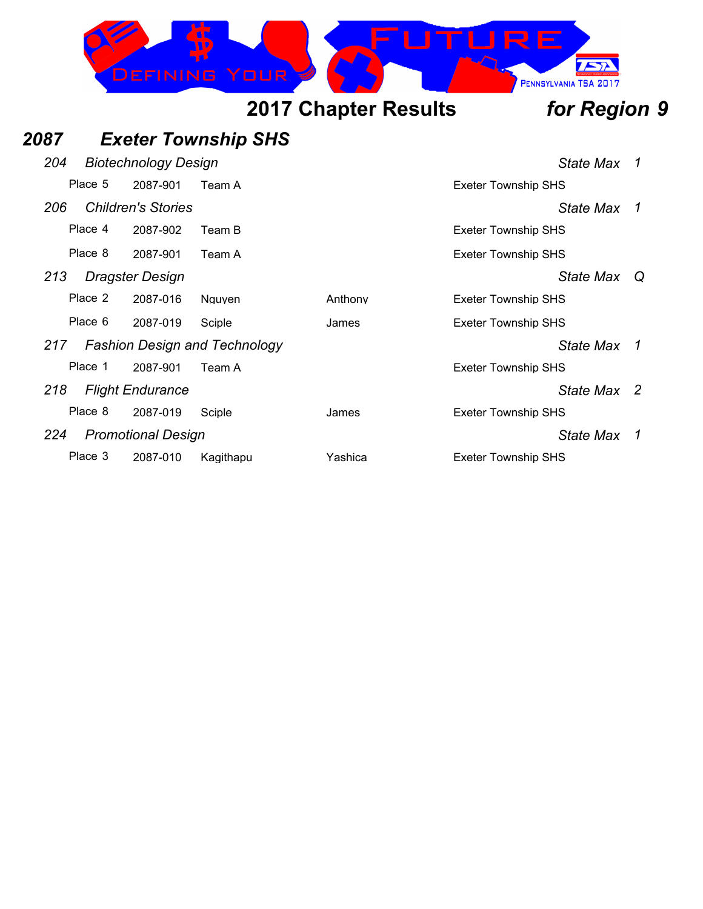# 2017 Chapter Results *for Region 9*

## *2087 Exeter Township SHS*

### *204 Biotechnology Design* — *State Max 1*

| Place | ID | Name | First | School |
|---|---|---|---|---|
| Place 5 | 2087-901 | Team A | | Exeter Township SHS |

### *206 Children's Stories* — *State Max 1*

| Place | ID | Name | First | School |
|---|---|---|---|---|
| Place 4 | 2087-902 | Team B | | Exeter Township SHS |
| Place 8 | 2087-901 | Team A | | Exeter Township SHS |

### *213 Dragster Design* — *State Max Q*

| Place | ID | Name | First | School |
|---|---|---|---|---|
| Place 2 | 2087-016 | Nguyen | Anthony | Exeter Township SHS |
| Place 6 | 2087-019 | Sciple | James | Exeter Township SHS |

### *217 Fashion Design and Technology* — *State Max 1*

| Place | ID | Name | First | School |
|---|---|---|---|---|
| Place 1 | 2087-901 | Team A | | Exeter Township SHS |

### *218 Flight Endurance* — *State Max 2*

| Place | ID | Name | First | School |
|---|---|---|---|---|
| Place 8 | 2087-019 | Sciple | James | Exeter Township SHS |

### *224 Promotional Design* — *State Max 1*

| Place | ID | Name | First | School |
|---|---|---|---|---|
| Place 3 | 2087-010 | Kagithapu | Yashica | Exeter Township SHS |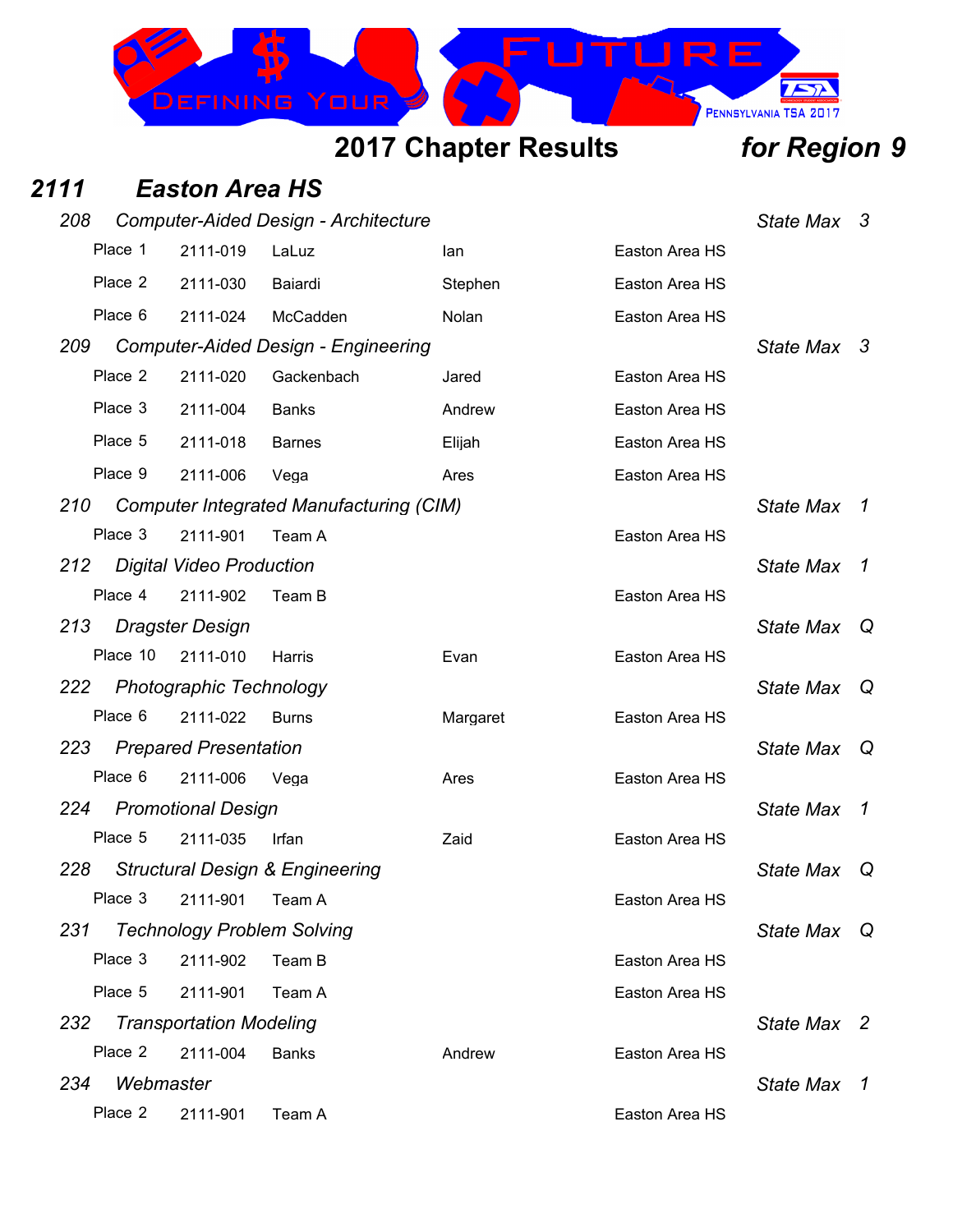# 2017 Chapter Results *for Region 9*

## *2111 Easton Area HS*

### *208 Computer-Aided Design - Architecture* — *State Max 3*

| Place | ID | Last Name | First Name | School |
|---|---|---|---|---|
| Place 1 | 2111-019 | LaLuz | Ian | Easton Area HS |
| Place 2 | 2111-030 | Baiardi | Stephen | Easton Area HS |
| Place 6 | 2111-024 | McCadden | Nolan | Easton Area HS |

### *209 Computer-Aided Design - Engineering* — *State Max 3*

| Place | ID | Last Name | First Name | School |
|---|---|---|---|---|
| Place 2 | 2111-020 | Gackenbach | Jared | Easton Area HS |
| Place 3 | 2111-004 | Banks | Andrew | Easton Area HS |
| Place 5 | 2111-018 | Barnes | Elijah | Easton Area HS |
| Place 9 | 2111-006 | Vega | Ares | Easton Area HS |

### *210 Computer Integrated Manufacturing (CIM)* — *State Max 1*

| Place | ID | Last Name | First Name | School |
|---|---|---|---|---|
| Place 3 | 2111-901 | Team A | | Easton Area HS |

### *212 Digital Video Production* — *State Max 1*

| Place | ID | Last Name | First Name | School |
|---|---|---|---|---|
| Place 4 | 2111-902 | Team B | | Easton Area HS |

### *213 Dragster Design* — *State Max Q*

| Place | ID | Last Name | First Name | School |
|---|---|---|---|---|
| Place 10 | 2111-010 | Harris | Evan | Easton Area HS |

### *222 Photographic Technology* — *State Max Q*

| Place | ID | Last Name | First Name | School |
|---|---|---|---|---|
| Place 6 | 2111-022 | Burns | Margaret | Easton Area HS |

### *223 Prepared Presentation* — *State Max Q*

| Place | ID | Last Name | First Name | School |
|---|---|---|---|---|
| Place 6 | 2111-006 | Vega | Ares | Easton Area HS |

### *224 Promotional Design* — *State Max 1*

| Place | ID | Last Name | First Name | School |
|---|---|---|---|---|
| Place 5 | 2111-035 | Irfan | Zaid | Easton Area HS |

### *228 Structural Design & Engineering* — *State Max Q*

| Place | ID | Last Name | First Name | School |
|---|---|---|---|---|
| Place 3 | 2111-901 | Team A | | Easton Area HS |

### *231 Technology Problem Solving* — *State Max Q*

| Place | ID | Last Name | First Name | School |
|---|---|---|---|---|
| Place 3 | 2111-902 | Team B | | Easton Area HS |
| Place 5 | 2111-901 | Team A | | Easton Area HS |

### *232 Transportation Modeling* — *State Max 2*

| Place | ID | Last Name | First Name | School |
|---|---|---|---|---|
| Place 2 | 2111-004 | Banks | Andrew | Easton Area HS |

### *234 Webmaster* — *State Max 1*

| Place | ID | Last Name | First Name | School |
|---|---|---|---|---|
| Place 2 | 2111-901 | Team A | | Easton Area HS |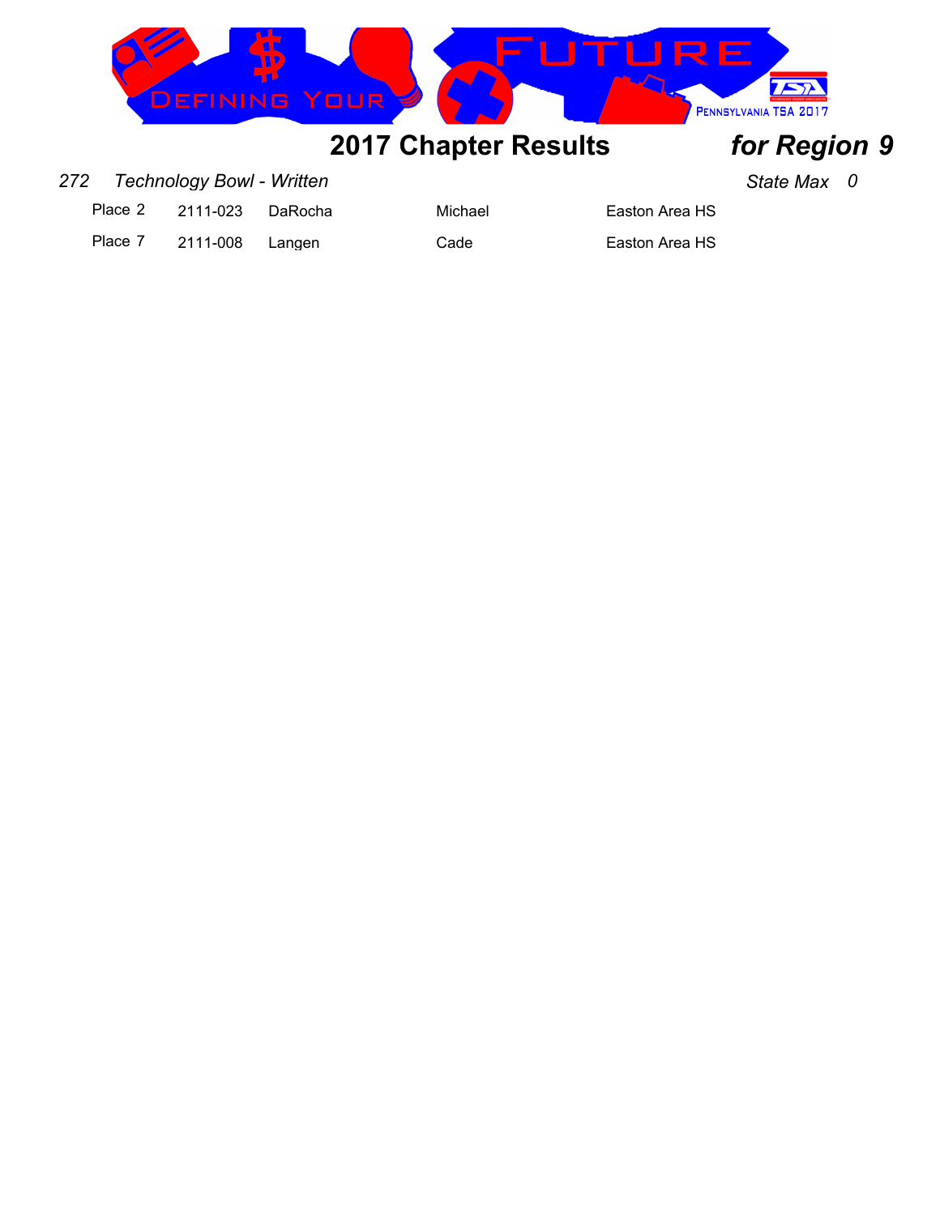# 2017 Chapter Results *for Region 9*

*272 Technology Bowl - Written* *State Max 0*

| Place | ID | Last Name | First Name | School |
|---|---|---|---|---|
| Place 2 | 2111-023 | DaRocha | Michael | Easton Area HS |
| Place 7 | 2111-008 | Langen | Cade | Easton Area HS |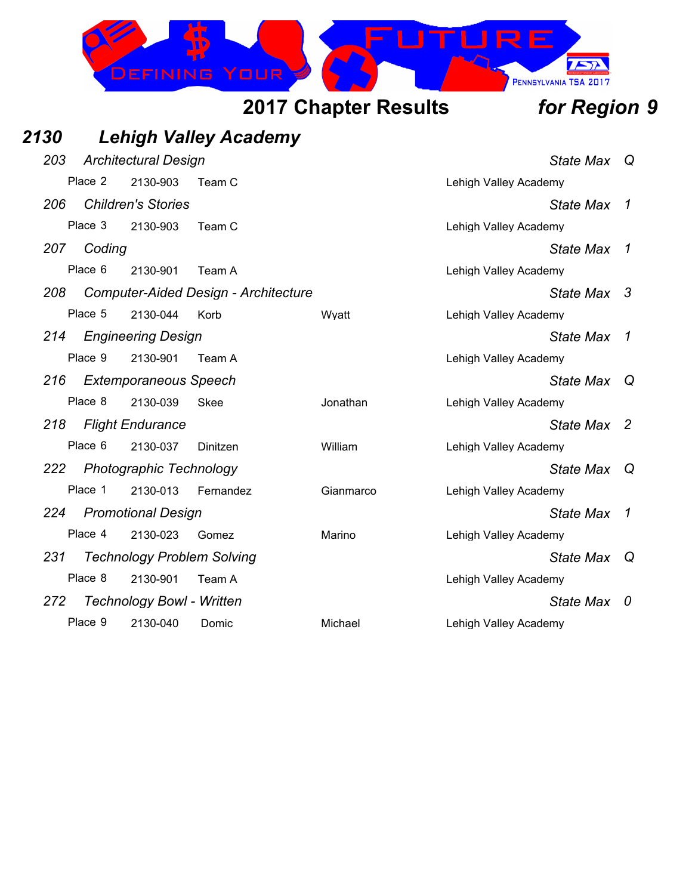## 2017 Chapter Results *for Region 9*

### *2130 Lehigh Valley Academy*

| Event | | | | | |
|---|---|---|---|---|---|
| *203 Architectural Design* | | | | | *State Max Q* |
| Place 2 | 2130-903 | Team C | | Lehigh Valley Academy | |
| *206 Children's Stories* | | | | | *State Max 1* |
| Place 3 | 2130-903 | Team C | | Lehigh Valley Academy | |
| *207 Coding* | | | | | *State Max 1* |
| Place 6 | 2130-901 | Team A | | Lehigh Valley Academy | |
| *208 Computer-Aided Design - Architecture* | | | | | *State Max 3* |
| Place 5 | 2130-044 | Korb | Wyatt | Lehigh Valley Academy | |
| *214 Engineering Design* | | | | | *State Max 1* |
| Place 9 | 2130-901 | Team A | | Lehigh Valley Academy | |
| *216 Extemporaneous Speech* | | | | | *State Max Q* |
| Place 8 | 2130-039 | Skee | Jonathan | Lehigh Valley Academy | |
| *218 Flight Endurance* | | | | | *State Max 2* |
| Place 6 | 2130-037 | Dinitzen | William | Lehigh Valley Academy | |
| *222 Photographic Technology* | | | | | *State Max Q* |
| Place 1 | 2130-013 | Fernandez | Gianmarco | Lehigh Valley Academy | |
| *224 Promotional Design* | | | | | *State Max 1* |
| Place 4 | 2130-023 | Gomez | Marino | Lehigh Valley Academy | |
| *231 Technology Problem Solving* | | | | | *State Max Q* |
| Place 8 | 2130-901 | Team A | | Lehigh Valley Academy | |
| *272 Technology Bowl - Written* | | | | | *State Max 0* |
| Place 9 | 2130-040 | Domic | Michael | Lehigh Valley Academy | |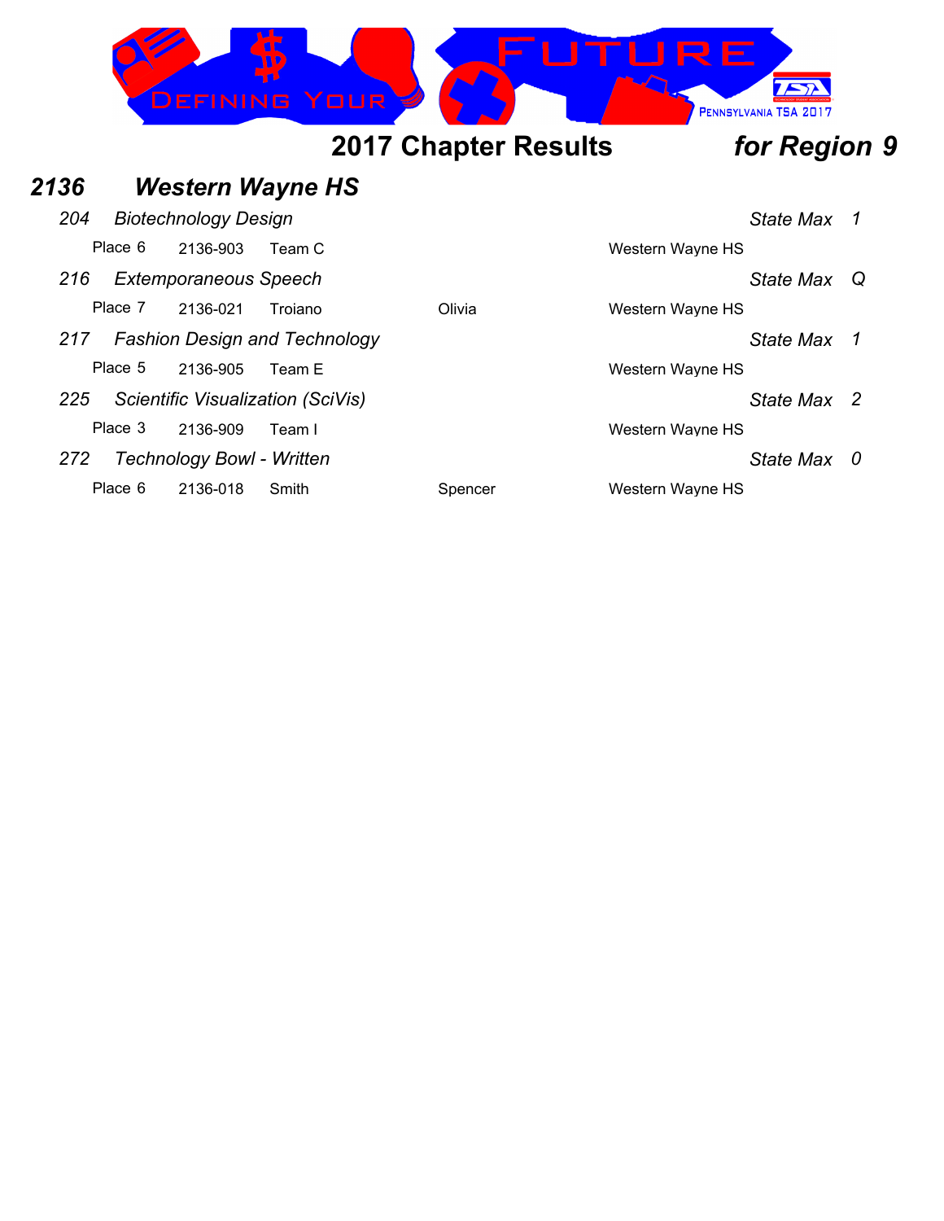## 2017 Chapter Results *for Region 9*

### *2136 Western Wayne HS*

*204 Biotechnology Design* — *State Max 1*

| Place | ID | Name | First | School |
|---|---|---|---|---|
| Place 6 | 2136-903 | Team C | | Western Wayne HS |

*216 Extemporaneous Speech* — *State Max Q*

| Place | ID | Name | First | School |
|---|---|---|---|---|
| Place 7 | 2136-021 | Troiano | Olivia | Western Wayne HS |

*217 Fashion Design and Technology* — *State Max 1*

| Place | ID | Name | First | School |
|---|---|---|---|---|
| Place 5 | 2136-905 | Team E | | Western Wayne HS |

*225 Scientific Visualization (SciVis)* — *State Max 2*

| Place | ID | Name | First | School |
|---|---|---|---|---|
| Place 3 | 2136-909 | Team I | | Western Wayne HS |

*272 Technology Bowl - Written* — *State Max 0*

| Place | ID | Name | First | School |
|---|---|---|---|---|
| Place 6 | 2136-018 | Smith | Spencer | Western Wayne HS |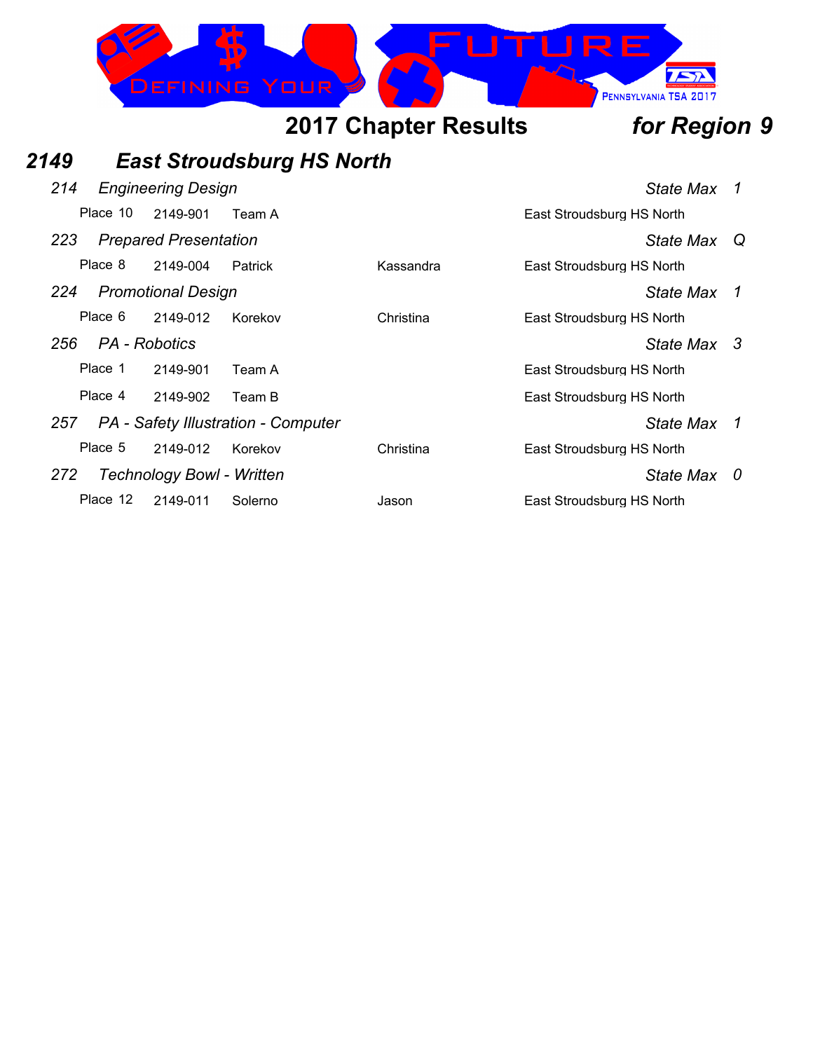# 2017 Chapter Results *for Region 9*

## *2149 East Stroudsburg HS North*

### *214 Engineering Design* — *State Max 1*

| Place | ID | Name | First Name | School |
|---|---|---|---|---|
| Place 10 | 2149-901 | Team A | | East Stroudsburg HS North |

### *223 Prepared Presentation* — *State Max Q*

| Place | ID | Name | First Name | School |
|---|---|---|---|---|
| Place 8 | 2149-004 | Patrick | Kassandra | East Stroudsburg HS North |

### *224 Promotional Design* — *State Max 1*

| Place | ID | Name | First Name | School |
|---|---|---|---|---|
| Place 6 | 2149-012 | Korekov | Christina | East Stroudsburg HS North |

### *256 PA - Robotics* — *State Max 3*

| Place | ID | Name | First Name | School |
|---|---|---|---|---|
| Place 1 | 2149-901 | Team A | | East Stroudsburg HS North |
| Place 4 | 2149-902 | Team B | | East Stroudsburg HS North |

### *257 PA - Safety Illustration - Computer* — *State Max 1*

| Place | ID | Name | First Name | School |
|---|---|---|---|---|
| Place 5 | 2149-012 | Korekov | Christina | East Stroudsburg HS North |

### *272 Technology Bowl - Written* — *State Max 0*

| Place | ID | Name | First Name | School |
|---|---|---|---|---|
| Place 12 | 2149-011 | Solerno | Jason | East Stroudsburg HS North |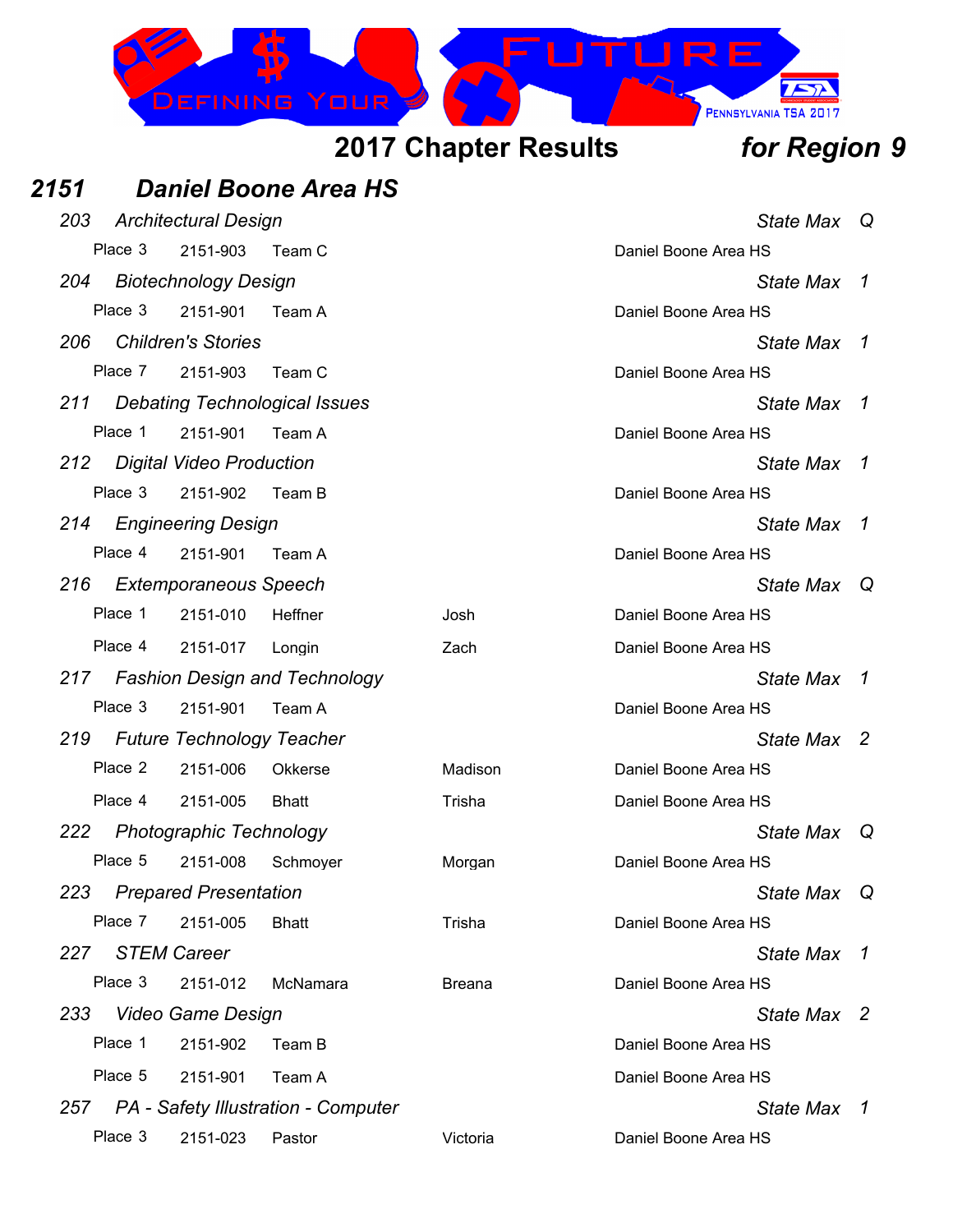# 2017 Chapter Results *for Region 9*

## *2151 Daniel Boone Area HS*

### *203 Architectural Design* — *State Max Q*

| Place | ID | Name | First | School |
|---|---|---|---|---|
| Place 3 | 2151-903 | Team C | | Daniel Boone Area HS |

### *204 Biotechnology Design* — *State Max 1*

| Place | ID | Name | First | School |
|---|---|---|---|---|
| Place 3 | 2151-901 | Team A | | Daniel Boone Area HS |

### *206 Children's Stories* — *State Max 1*

| Place | ID | Name | First | School |
|---|---|---|---|---|
| Place 7 | 2151-903 | Team C | | Daniel Boone Area HS |

### *211 Debating Technological Issues* — *State Max 1*

| Place | ID | Name | First | School |
|---|---|---|---|---|
| Place 1 | 2151-901 | Team A | | Daniel Boone Area HS |

### *212 Digital Video Production* — *State Max 1*

| Place | ID | Name | First | School |
|---|---|---|---|---|
| Place 3 | 2151-902 | Team B | | Daniel Boone Area HS |

### *214 Engineering Design* — *State Max 1*

| Place | ID | Name | First | School |
|---|---|---|---|---|
| Place 4 | 2151-901 | Team A | | Daniel Boone Area HS |

### *216 Extemporaneous Speech* — *State Max Q*

| Place | ID | Name | First | School |
|---|---|---|---|---|
| Place 1 | 2151-010 | Heffner | Josh | Daniel Boone Area HS |
| Place 4 | 2151-017 | Longin | Zach | Daniel Boone Area HS |

### *217 Fashion Design and Technology* — *State Max 1*

| Place | ID | Name | First | School |
|---|---|---|---|---|
| Place 3 | 2151-901 | Team A | | Daniel Boone Area HS |

### *219 Future Technology Teacher* — *State Max 2*

| Place | ID | Name | First | School |
|---|---|---|---|---|
| Place 2 | 2151-006 | Okkerse | Madison | Daniel Boone Area HS |
| Place 4 | 2151-005 | Bhatt | Trisha | Daniel Boone Area HS |

### *222 Photographic Technology* — *State Max Q*

| Place | ID | Name | First | School |
|---|---|---|---|---|
| Place 5 | 2151-008 | Schmoyer | Morgan | Daniel Boone Area HS |

### *223 Prepared Presentation* — *State Max Q*

| Place | ID | Name | First | School |
|---|---|---|---|---|
| Place 7 | 2151-005 | Bhatt | Trisha | Daniel Boone Area HS |

### *227 STEM Career* — *State Max 1*

| Place | ID | Name | First | School |
|---|---|---|---|---|
| Place 3 | 2151-012 | McNamara | Breana | Daniel Boone Area HS |

### *233 Video Game Design* — *State Max 2*

| Place | ID | Name | First | School |
|---|---|---|---|---|
| Place 1 | 2151-902 | Team B | | Daniel Boone Area HS |
| Place 5 | 2151-901 | Team A | | Daniel Boone Area HS |

### *257 PA - Safety Illustration - Computer* — *State Max 1*

| Place | ID | Name | First | School |
|---|---|---|---|---|
| Place 3 | 2151-023 | Pastor | Victoria | Daniel Boone Area HS |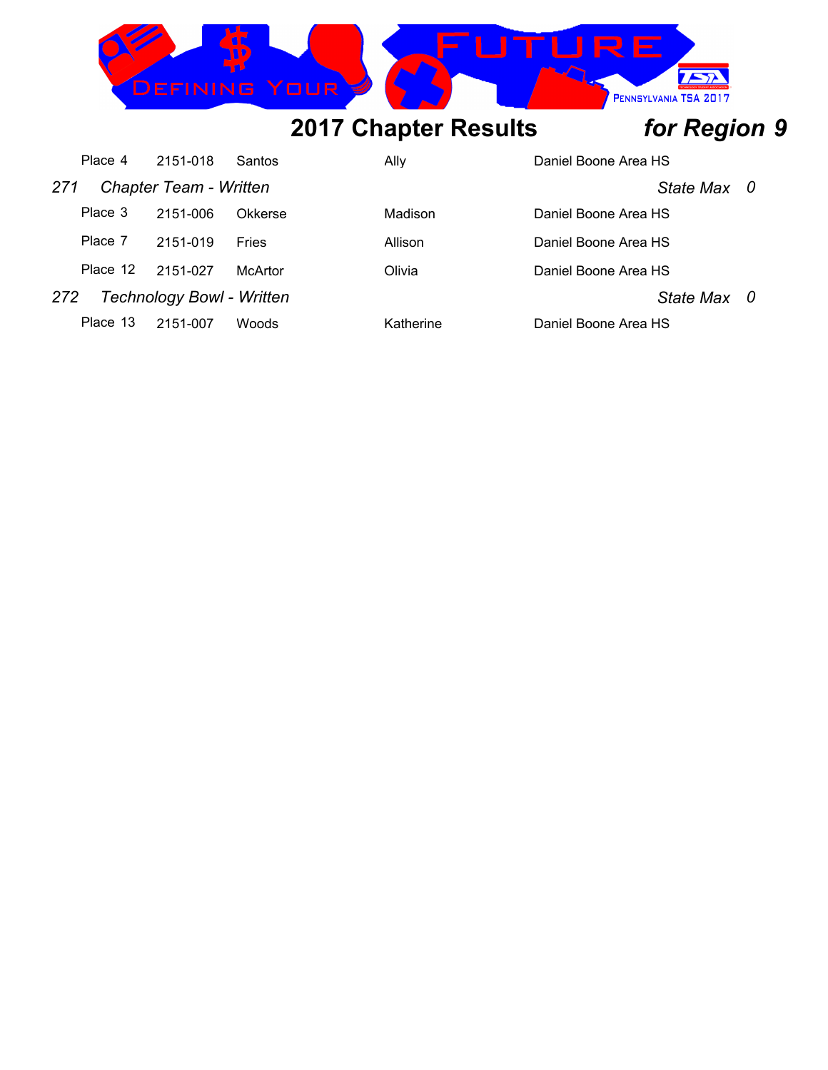## 2017 Chapter Results *for Region 9*

| Place | ID | Last Name | First Name | School |
|---|---|---|---|---|
| Place 4 | 2151-018 | Santos | Ally | Daniel Boone Area HS |

*271 Chapter Team - Written* — *State Max 0*

| Place | ID | Last Name | First Name | School |
|---|---|---|---|---|
| Place 3 | 2151-006 | Okkerse | Madison | Daniel Boone Area HS |
| Place 7 | 2151-019 | Fries | Allison | Daniel Boone Area HS |
| Place 12 | 2151-027 | McArtor | Olivia | Daniel Boone Area HS |

*272 Technology Bowl - Written* — *State Max 0*

| Place | ID | Last Name | First Name | School |
|---|---|---|---|---|
| Place 13 | 2151-007 | Woods | Katherine | Daniel Boone Area HS |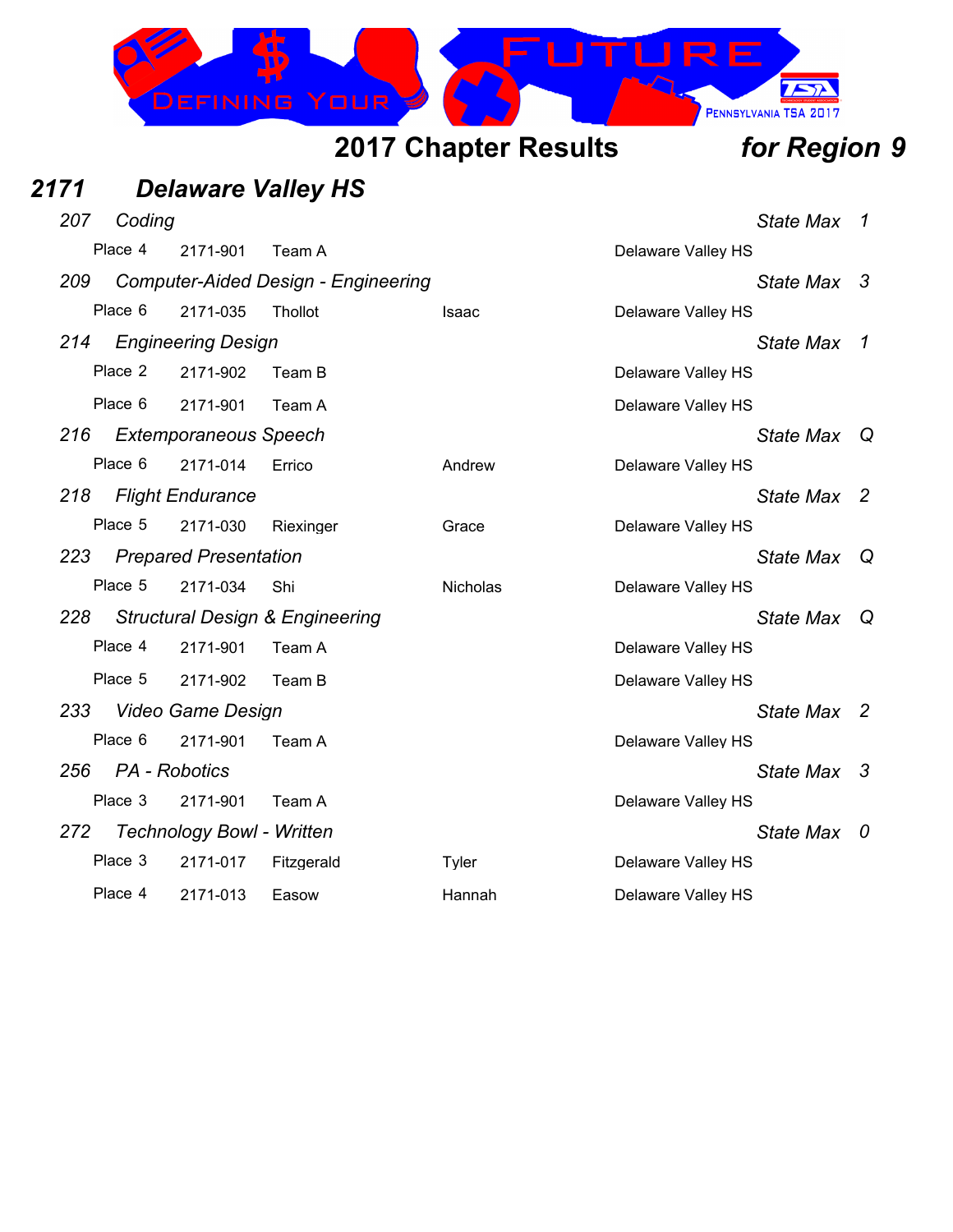## 2017 Chapter Results *for Region 9*

### *2171 Delaware Valley HS*

*207 Coding* — *State Max 1*

| Place | ID | Name | First Name | School |
|---|---|---|---|---|
| Place 4 | 2171-901 | Team A | | Delaware Valley HS |

*209 Computer-Aided Design - Engineering* — *State Max 3*

| Place | ID | Name | First Name | School |
|---|---|---|---|---|
| Place 6 | 2171-035 | Thollot | Isaac | Delaware Valley HS |

*214 Engineering Design* — *State Max 1*

| Place | ID | Name | First Name | School |
|---|---|---|---|---|
| Place 2 | 2171-902 | Team B | | Delaware Valley HS |
| Place 6 | 2171-901 | Team A | | Delaware Valley HS |

*216 Extemporaneous Speech* — *State Max Q*

| Place | ID | Name | First Name | School |
|---|---|---|---|---|
| Place 6 | 2171-014 | Errico | Andrew | Delaware Valley HS |

*218 Flight Endurance* — *State Max 2*

| Place | ID | Name | First Name | School |
|---|---|---|---|---|
| Place 5 | 2171-030 | Riexinger | Grace | Delaware Valley HS |

*223 Prepared Presentation* — *State Max Q*

| Place | ID | Name | First Name | School |
|---|---|---|---|---|
| Place 5 | 2171-034 | Shi | Nicholas | Delaware Valley HS |

*228 Structural Design & Engineering* — *State Max Q*

| Place | ID | Name | First Name | School |
|---|---|---|---|---|
| Place 4 | 2171-901 | Team A | | Delaware Valley HS |
| Place 5 | 2171-902 | Team B | | Delaware Valley HS |

*233 Video Game Design* — *State Max 2*

| Place | ID | Name | First Name | School |
|---|---|---|---|---|
| Place 6 | 2171-901 | Team A | | Delaware Valley HS |

*256 PA - Robotics* — *State Max 3*

| Place | ID | Name | First Name | School |
|---|---|---|---|---|
| Place 3 | 2171-901 | Team A | | Delaware Valley HS |

*272 Technology Bowl - Written* — *State Max 0*

| Place | ID | Name | First Name | School |
|---|---|---|---|---|
| Place 3 | 2171-017 | Fitzgerald | Tyler | Delaware Valley HS |
| Place 4 | 2171-013 | Easow | Hannah | Delaware Valley HS |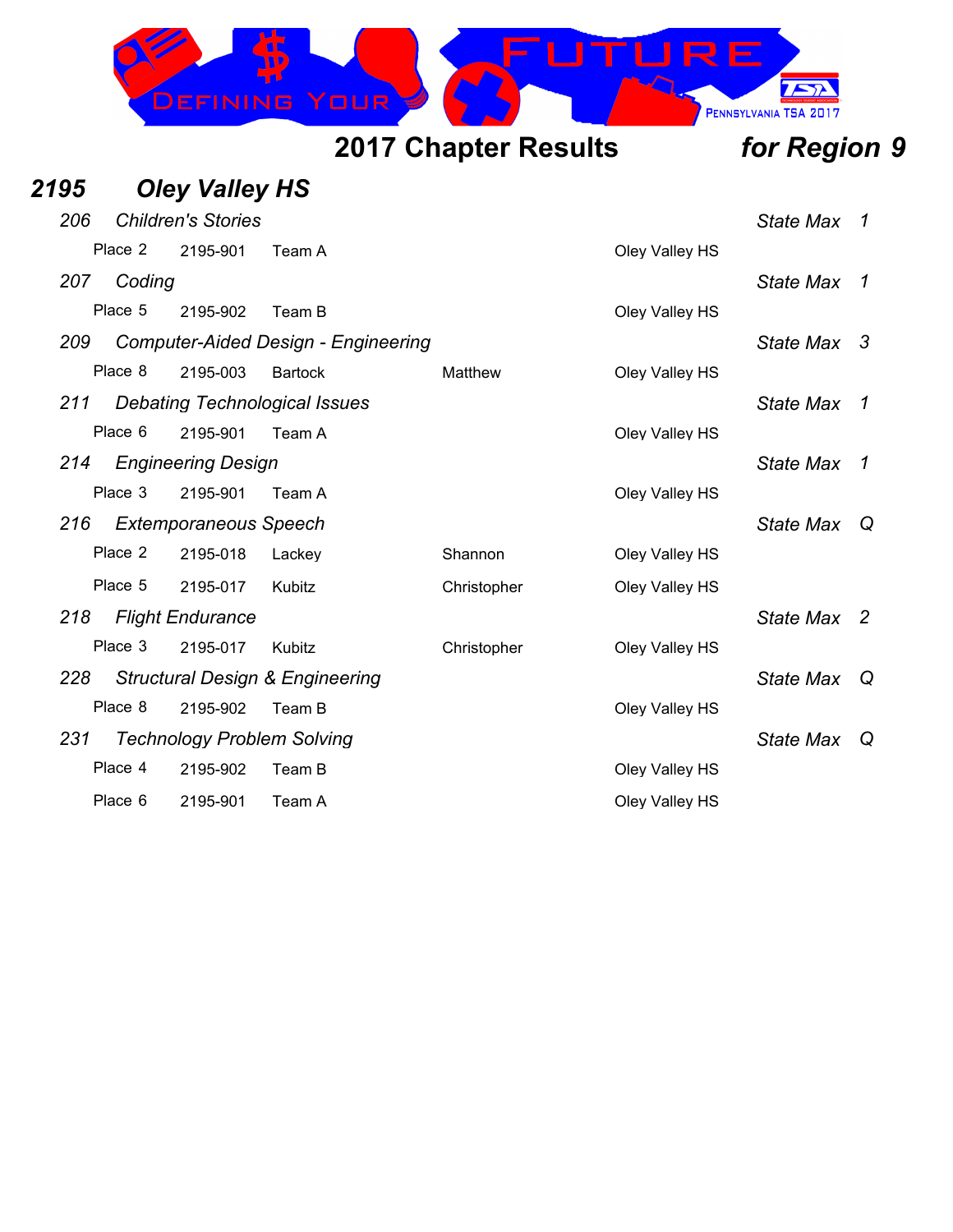# 2017 Chapter Results *for Region 9*

## *2195 Oley Valley HS*

### *206 Children's Stories* — *State Max 1*

| Place | ID | Name | | School |
|---|---|---|---|---|
| Place 2 | 2195-901 | Team A | | Oley Valley HS |

### *207 Coding* — *State Max 1*

| Place | ID | Name | | School |
|---|---|---|---|---|
| Place 5 | 2195-902 | Team B | | Oley Valley HS |

### *209 Computer-Aided Design - Engineering* — *State Max 3*

| Place | ID | Name | | School |
|---|---|---|---|---|
| Place 8 | 2195-003 | Bartock | Matthew | Oley Valley HS |

### *211 Debating Technological Issues* — *State Max 1*

| Place | ID | Name | | School |
|---|---|---|---|---|
| Place 6 | 2195-901 | Team A | | Oley Valley HS |

### *214 Engineering Design* — *State Max 1*

| Place | ID | Name | | School |
|---|---|---|---|---|
| Place 3 | 2195-901 | Team A | | Oley Valley HS |

### *216 Extemporaneous Speech* — *State Max Q*

| Place | ID | Name | | School |
|---|---|---|---|---|
| Place 2 | 2195-018 | Lackey | Shannon | Oley Valley HS |
| Place 5 | 2195-017 | Kubitz | Christopher | Oley Valley HS |

### *218 Flight Endurance* — *State Max 2*

| Place | ID | Name | | School |
|---|---|---|---|---|
| Place 3 | 2195-017 | Kubitz | Christopher | Oley Valley HS |

### *228 Structural Design & Engineering* — *State Max Q*

| Place | ID | Name | | School |
|---|---|---|---|---|
| Place 8 | 2195-902 | Team B | | Oley Valley HS |

### *231 Technology Problem Solving* — *State Max Q*

| Place | ID | Name | | School |
|---|---|---|---|---|
| Place 4 | 2195-902 | Team B | | Oley Valley HS |
| Place 6 | 2195-901 | Team A | | Oley Valley HS |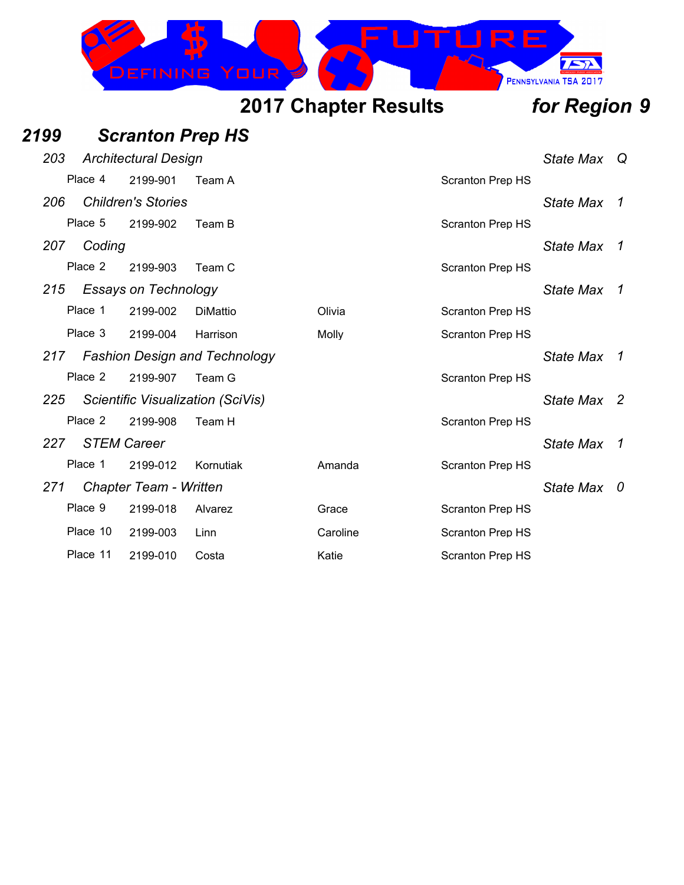## 2017 Chapter Results *for Region 9*

### *2199 Scranton Prep HS*

| | | | | | |
|---|---|---|---|---|---|
| *203 Architectural Design* | | | | *State Max* | *Q* |
| Place 4 | 2199-901 | Team A | | Scranton Prep HS | |
| *206 Children's Stories* | | | | *State Max* | *1* |
| Place 5 | 2199-902 | Team B | | Scranton Prep HS | |
| *207 Coding* | | | | *State Max* | *1* |
| Place 2 | 2199-903 | Team C | | Scranton Prep HS | |
| *215 Essays on Technology* | | | | *State Max* | *1* |
| Place 1 | 2199-002 | DiMattio | Olivia | Scranton Prep HS | |
| Place 3 | 2199-004 | Harrison | Molly | Scranton Prep HS | |
| *217 Fashion Design and Technology* | | | | *State Max* | *1* |
| Place 2 | 2199-907 | Team G | | Scranton Prep HS | |
| *225 Scientific Visualization (SciVis)* | | | | *State Max* | *2* |
| Place 2 | 2199-908 | Team H | | Scranton Prep HS | |
| *227 STEM Career* | | | | *State Max* | *1* |
| Place 1 | 2199-012 | Kornutiak | Amanda | Scranton Prep HS | |
| *271 Chapter Team - Written* | | | | *State Max* | *0* |
| Place 9 | 2199-018 | Alvarez | Grace | Scranton Prep HS | |
| Place 10 | 2199-003 | Linn | Caroline | Scranton Prep HS | |
| Place 11 | 2199-010 | Costa | Katie | Scranton Prep HS | |